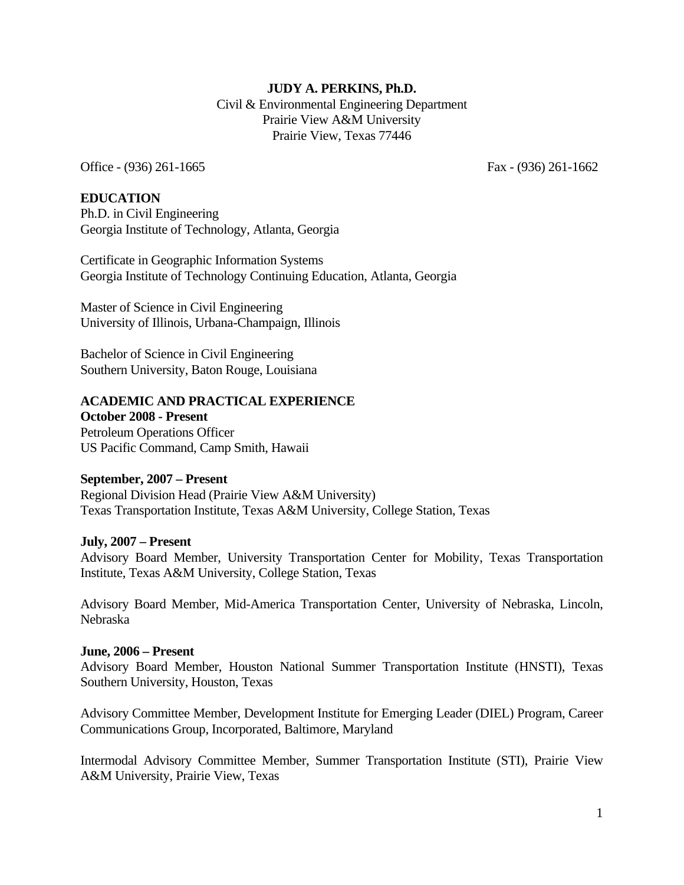**JUDY A. PERKINS, Ph.D.**
Civil & Environmental Engineering Department
Prairie View A&M University
Prairie View, Texas 77446

Office - (936) 261-1665 Fax - (936) 261-1662

## EDUCATION

Ph.D. in Civil Engineering
Georgia Institute of Technology, Atlanta, Georgia

Certificate in Geographic Information Systems
Georgia Institute of Technology Continuing Education, Atlanta, Georgia

Master of Science in Civil Engineering
University of Illinois, Urbana-Champaign, Illinois

Bachelor of Science in Civil Engineering
Southern University, Baton Rouge, Louisiana

## ACADEMIC AND PRACTICAL EXPERIENCE

**October 2008 - Present**
Petroleum Operations Officer
US Pacific Command, Camp Smith, Hawaii

**September, 2007 – Present**
Regional Division Head (Prairie View A&M University)
Texas Transportation Institute, Texas A&M University, College Station, Texas

**July, 2007 – Present**
Advisory Board Member, University Transportation Center for Mobility, Texas Transportation Institute, Texas A&M University, College Station, Texas

Advisory Board Member, Mid-America Transportation Center, University of Nebraska, Lincoln, Nebraska

**June, 2006 – Present**
Advisory Board Member, Houston National Summer Transportation Institute (HNSTI), Texas Southern University, Houston, Texas

Advisory Committee Member, Development Institute for Emerging Leader (DIEL) Program, Career Communications Group, Incorporated, Baltimore, Maryland

Intermodal Advisory Committee Member, Summer Transportation Institute (STI), Prairie View A&M University, Prairie View, Texas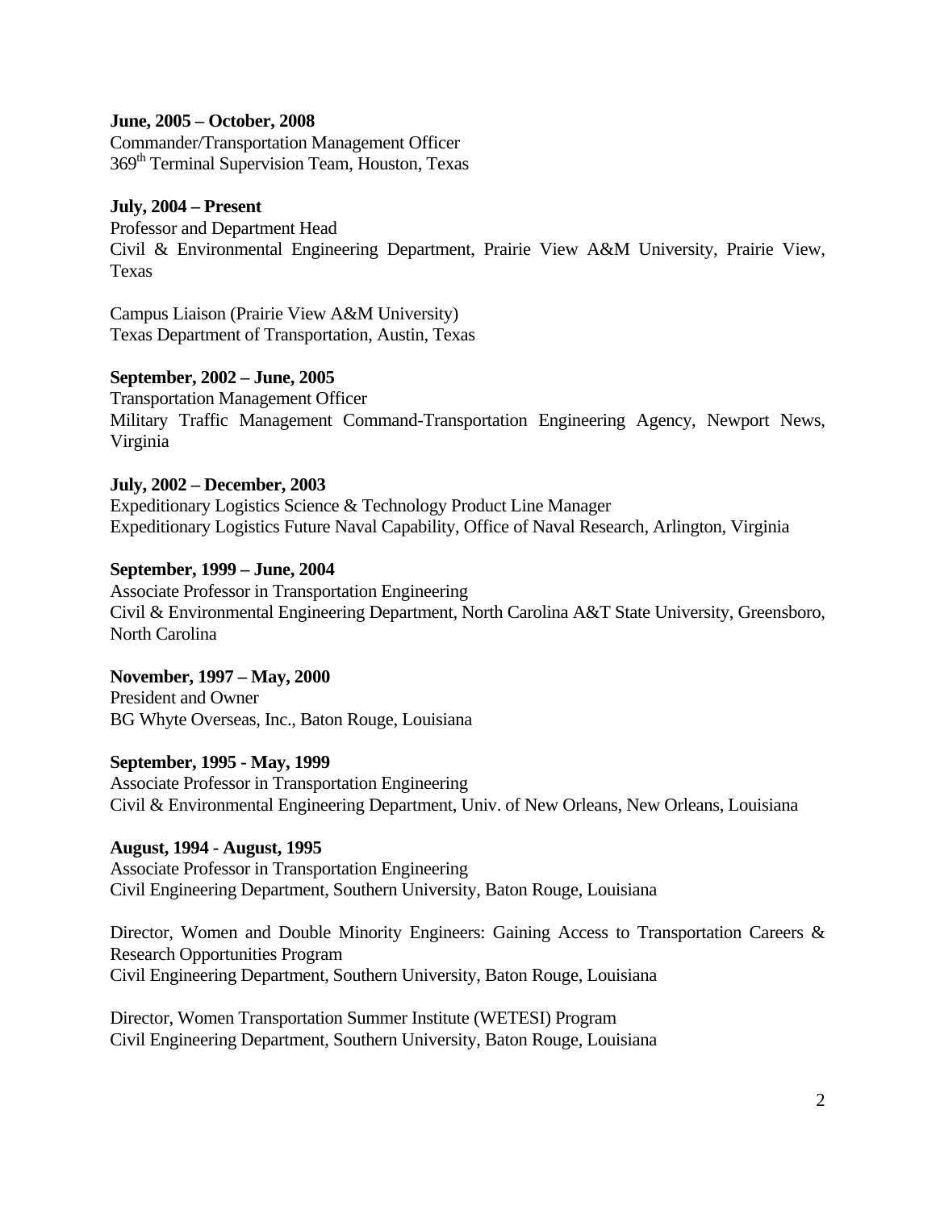**June, 2005 – October, 2008**
Commander/Transportation Management Officer
369th Terminal Supervision Team, Houston, Texas

**July, 2004 – Present**
Professor and Department Head
Civil & Environmental Engineering Department, Prairie View A&M University, Prairie View, Texas

Campus Liaison (Prairie View A&M University)
Texas Department of Transportation, Austin, Texas

**September, 2002 – June, 2005**
Transportation Management Officer
Military Traffic Management Command-Transportation Engineering Agency, Newport News, Virginia

**July, 2002 – December, 2003**
Expeditionary Logistics Science & Technology Product Line Manager
Expeditionary Logistics Future Naval Capability, Office of Naval Research, Arlington, Virginia

**September, 1999 – June, 2004**
Associate Professor in Transportation Engineering
Civil & Environmental Engineering Department, North Carolina A&T State University, Greensboro, North Carolina

**November, 1997 – May, 2000**
President and Owner
BG Whyte Overseas, Inc., Baton Rouge, Louisiana

**September, 1995 - May, 1999**
Associate Professor in Transportation Engineering
Civil & Environmental Engineering Department, Univ. of New Orleans, New Orleans, Louisiana

**August, 1994 - August, 1995**
Associate Professor in Transportation Engineering
Civil Engineering Department, Southern University, Baton Rouge, Louisiana

Director, Women and Double Minority Engineers: Gaining Access to Transportation Careers & Research Opportunities Program
Civil Engineering Department, Southern University, Baton Rouge, Louisiana

Director, Women Transportation Summer Institute (WETESI) Program
Civil Engineering Department, Southern University, Baton Rouge, Louisiana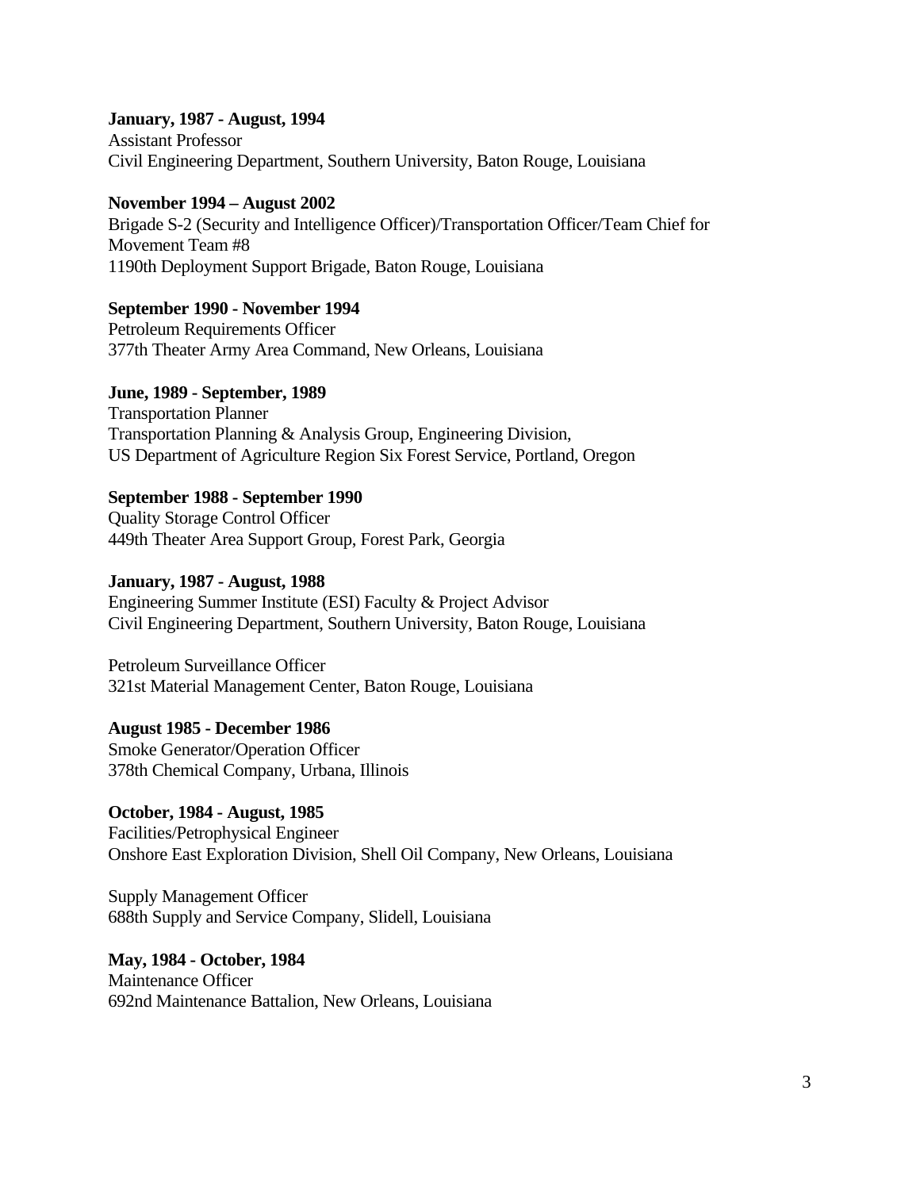**January, 1987 - August, 1994**
Assistant Professor
Civil Engineering Department, Southern University, Baton Rouge, Louisiana

**November 1994 – August 2002**
Brigade S-2 (Security and Intelligence Officer)/Transportation Officer/Team Chief for Movement Team #8
1190th Deployment Support Brigade, Baton Rouge, Louisiana

**September 1990 - November 1994**
Petroleum Requirements Officer
377th Theater Army Area Command, New Orleans, Louisiana

**June, 1989 - September, 1989**
Transportation Planner
Transportation Planning & Analysis Group, Engineering Division,
US Department of Agriculture Region Six Forest Service, Portland, Oregon

**September 1988 - September 1990**
Quality Storage Control Officer
449th Theater Area Support Group, Forest Park, Georgia

**January, 1987 - August, 1988**
Engineering Summer Institute (ESI) Faculty & Project Advisor
Civil Engineering Department, Southern University, Baton Rouge, Louisiana

Petroleum Surveillance Officer
321st Material Management Center, Baton Rouge, Louisiana

**August 1985 - December 1986**
Smoke Generator/Operation Officer
378th Chemical Company, Urbana, Illinois

**October, 1984 - August, 1985**
Facilities/Petrophysical Engineer
Onshore East Exploration Division, Shell Oil Company, New Orleans, Louisiana

Supply Management Officer
688th Supply and Service Company, Slidell, Louisiana

**May, 1984 - October, 1984**
Maintenance Officer
692nd Maintenance Battalion, New Orleans, Louisiana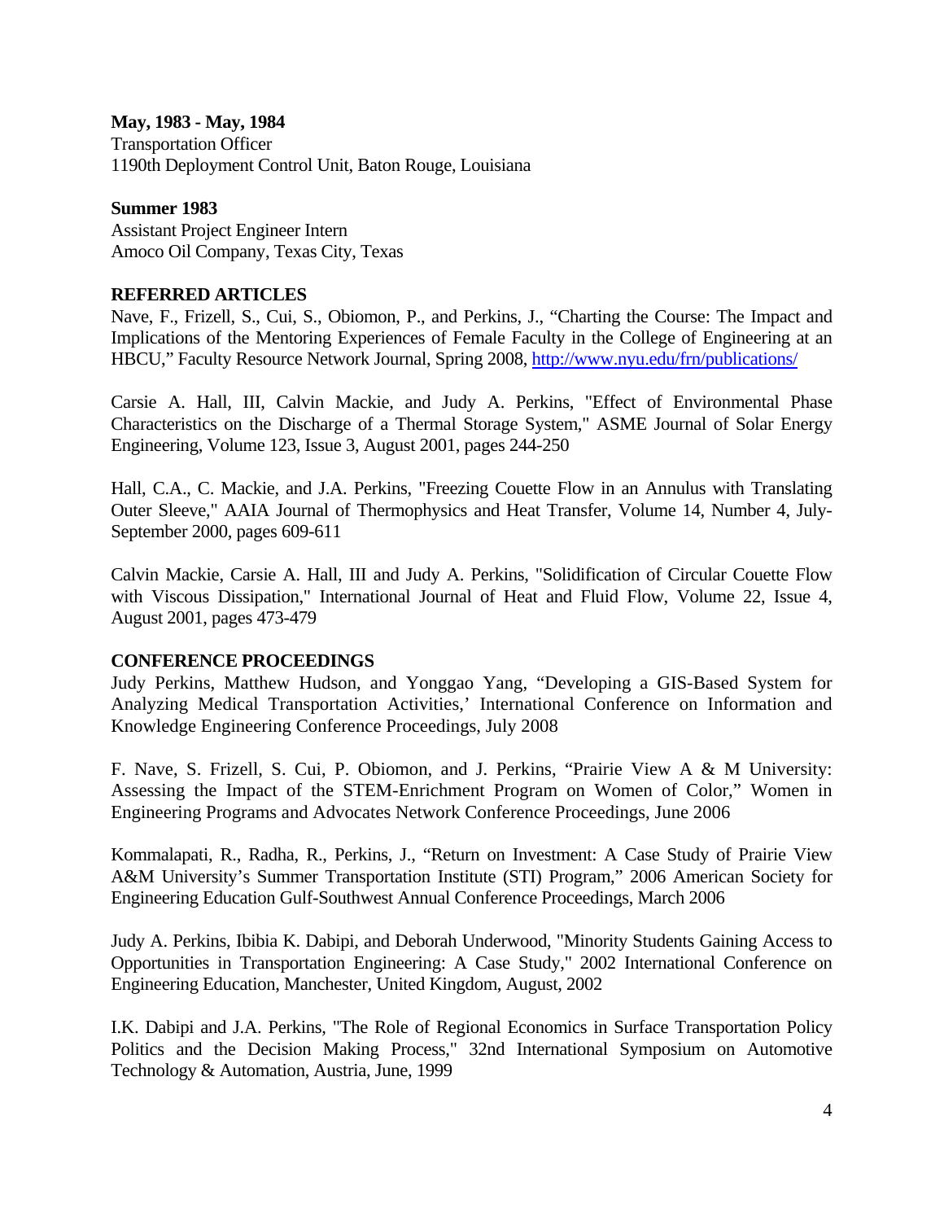**May, 1983 - May, 1984**
Transportation Officer
1190th Deployment Control Unit, Baton Rouge, Louisiana

**Summer 1983**
Assistant Project Engineer Intern
Amoco Oil Company, Texas City, Texas

**REFERRED ARTICLES**

Nave, F., Frizell, S., Cui, S., Obiomon, P., and Perkins, J., "Charting the Course: The Impact and Implications of the Mentoring Experiences of Female Faculty in the College of Engineering at an HBCU," Faculty Resource Network Journal, Spring 2008, http://www.nyu.edu/frn/publications/

Carsie A. Hall, III, Calvin Mackie, and Judy A. Perkins, "Effect of Environmental Phase Characteristics on the Discharge of a Thermal Storage System," ASME Journal of Solar Energy Engineering, Volume 123, Issue 3, August 2001, pages 244-250

Hall, C.A., C. Mackie, and J.A. Perkins, "Freezing Couette Flow in an Annulus with Translating Outer Sleeve," AAIA Journal of Thermophysics and Heat Transfer, Volume 14, Number 4, July-September 2000, pages 609-611

Calvin Mackie, Carsie A. Hall, III and Judy A. Perkins, "Solidification of Circular Couette Flow with Viscous Dissipation," International Journal of Heat and Fluid Flow, Volume 22, Issue 4, August 2001, pages 473-479

**CONFERENCE PROCEEDINGS**

Judy Perkins, Matthew Hudson, and Yonggao Yang, "Developing a GIS-Based System for Analyzing Medical Transportation Activities,' International Conference on Information and Knowledge Engineering Conference Proceedings, July 2008

F. Nave, S. Frizell, S. Cui, P. Obiomon, and J. Perkins, "Prairie View A & M University: Assessing the Impact of the STEM-Enrichment Program on Women of Color," Women in Engineering Programs and Advocates Network Conference Proceedings, June 2006

Kommalapati, R., Radha, R., Perkins, J., "Return on Investment: A Case Study of Prairie View A&M University's Summer Transportation Institute (STI) Program," 2006 American Society for Engineering Education Gulf-Southwest Annual Conference Proceedings, March 2006

Judy A. Perkins, Ibibia K. Dabipi, and Deborah Underwood, "Minority Students Gaining Access to Opportunities in Transportation Engineering: A Case Study," 2002 International Conference on Engineering Education, Manchester, United Kingdom, August, 2002

I.K. Dabipi and J.A. Perkins, "The Role of Regional Economics in Surface Transportation Policy Politics and the Decision Making Process," 32nd International Symposium on Automotive Technology & Automation, Austria, June, 1999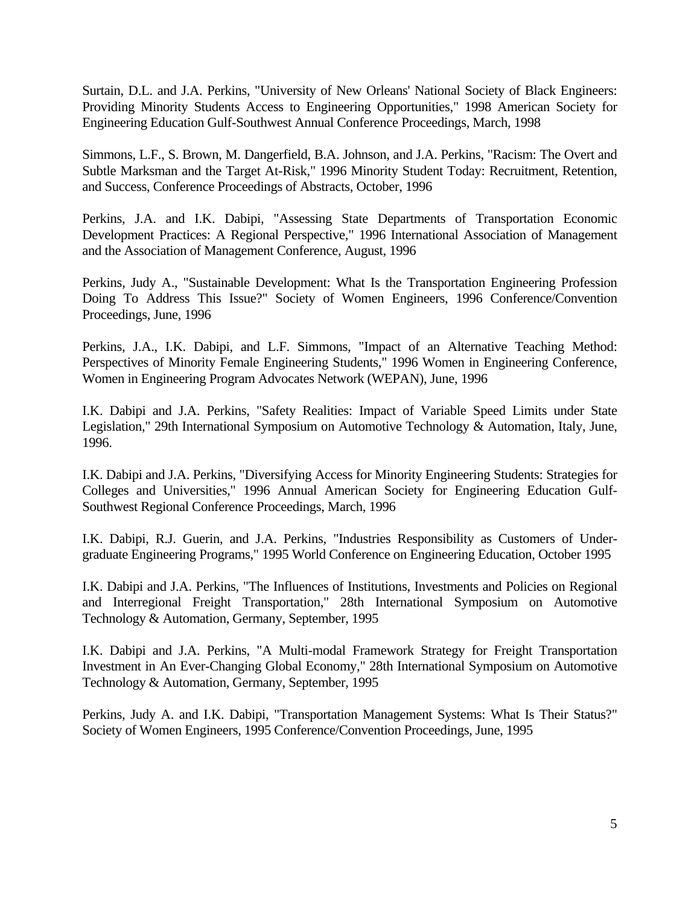Surtain, D.L. and J.A. Perkins, "University of New Orleans' National Society of Black Engineers: Providing Minority Students Access to Engineering Opportunities," 1998 American Society for Engineering Education Gulf-Southwest Annual Conference Proceedings, March, 1998

Simmons, L.F., S. Brown, M. Dangerfield, B.A. Johnson, and J.A. Perkins, "Racism: The Overt and Subtle Marksman and the Target At-Risk," 1996 Minority Student Today: Recruitment, Retention, and Success, Conference Proceedings of Abstracts, October, 1996

Perkins, J.A. and I.K. Dabipi, "Assessing State Departments of Transportation Economic Development Practices: A Regional Perspective," 1996 International Association of Management and the Association of Management Conference, August, 1996

Perkins, Judy A., "Sustainable Development: What Is the Transportation Engineering Profession Doing To Address This Issue?" Society of Women Engineers, 1996 Conference/Convention Proceedings, June, 1996

Perkins, J.A., I.K. Dabipi, and L.F. Simmons, "Impact of an Alternative Teaching Method: Perspectives of Minority Female Engineering Students," 1996 Women in Engineering Conference, Women in Engineering Program Advocates Network (WEPAN), June, 1996

I.K. Dabipi and J.A. Perkins, "Safety Realities: Impact of Variable Speed Limits under State Legislation," 29th International Symposium on Automotive Technology & Automation, Italy, June, 1996.

I.K. Dabipi and J.A. Perkins, "Diversifying Access for Minority Engineering Students: Strategies for Colleges and Universities," 1996 Annual American Society for Engineering Education Gulf-Southwest Regional Conference Proceedings, March, 1996

I.K. Dabipi, R.J. Guerin, and J.A. Perkins, "Industries Responsibility as Customers of Under-graduate Engineering Programs," 1995 World Conference on Engineering Education, October 1995

I.K. Dabipi and J.A. Perkins, "The Influences of Institutions, Investments and Policies on Regional and Interregional Freight Transportation," 28th International Symposium on Automotive Technology & Automation, Germany, September, 1995

I.K. Dabipi and J.A. Perkins, "A Multi-modal Framework Strategy for Freight Transportation Investment in An Ever-Changing Global Economy," 28th International Symposium on Automotive Technology & Automation, Germany, September, 1995

Perkins, Judy A. and I.K. Dabipi, "Transportation Management Systems: What Is Their Status?" Society of Women Engineers, 1995 Conference/Convention Proceedings, June, 1995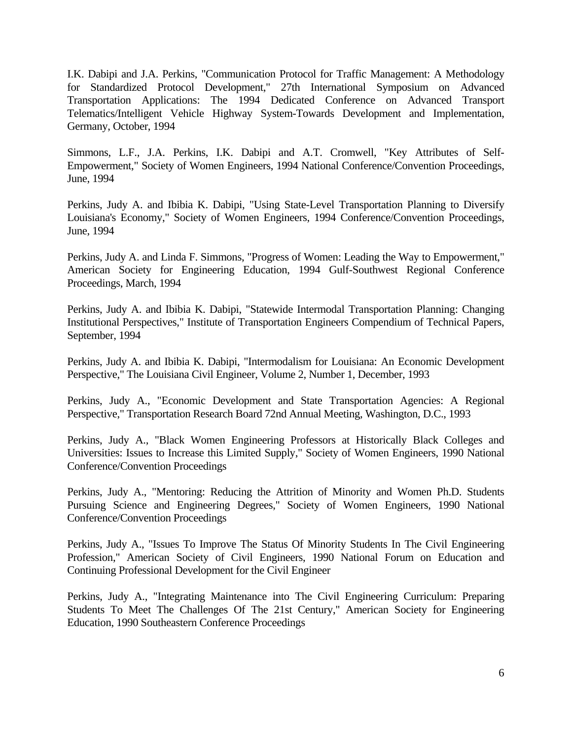I.K. Dabipi and J.A. Perkins, "Communication Protocol for Traffic Management: A Methodology for Standardized Protocol Development," 27th International Symposium on Advanced Transportation Applications: The 1994 Dedicated Conference on Advanced Transport Telematics/Intelligent Vehicle Highway System-Towards Development and Implementation, Germany, October, 1994

Simmons, L.F., J.A. Perkins, I.K. Dabipi and A.T. Cromwell, "Key Attributes of Self-Empowerment," Society of Women Engineers, 1994 National Conference/Convention Proceedings, June, 1994

Perkins, Judy A. and Ibibia K. Dabipi, "Using State-Level Transportation Planning to Diversify Louisiana's Economy," Society of Women Engineers, 1994 Conference/Convention Proceedings, June, 1994

Perkins, Judy A. and Linda F. Simmons, "Progress of Women: Leading the Way to Empowerment," American Society for Engineering Education, 1994 Gulf-Southwest Regional Conference Proceedings, March, 1994

Perkins, Judy A. and Ibibia K. Dabipi, "Statewide Intermodal Transportation Planning: Changing Institutional Perspectives," Institute of Transportation Engineers Compendium of Technical Papers, September, 1994

Perkins, Judy A. and Ibibia K. Dabipi, "Intermodalism for Louisiana: An Economic Development Perspective," The Louisiana Civil Engineer, Volume 2, Number 1, December, 1993

Perkins, Judy A., "Economic Development and State Transportation Agencies: A Regional Perspective," Transportation Research Board 72nd Annual Meeting, Washington, D.C., 1993

Perkins, Judy A., "Black Women Engineering Professors at Historically Black Colleges and Universities: Issues to Increase this Limited Supply," Society of Women Engineers, 1990 National Conference/Convention Proceedings

Perkins, Judy A., "Mentoring: Reducing the Attrition of Minority and Women Ph.D. Students Pursuing Science and Engineering Degrees," Society of Women Engineers, 1990 National Conference/Convention Proceedings

Perkins, Judy A., "Issues To Improve The Status Of Minority Students In The Civil Engineering Profession," American Society of Civil Engineers, 1990 National Forum on Education and Continuing Professional Development for the Civil Engineer

Perkins, Judy A., "Integrating Maintenance into The Civil Engineering Curriculum: Preparing Students To Meet The Challenges Of The 21st Century," American Society for Engineering Education, 1990 Southeastern Conference Proceedings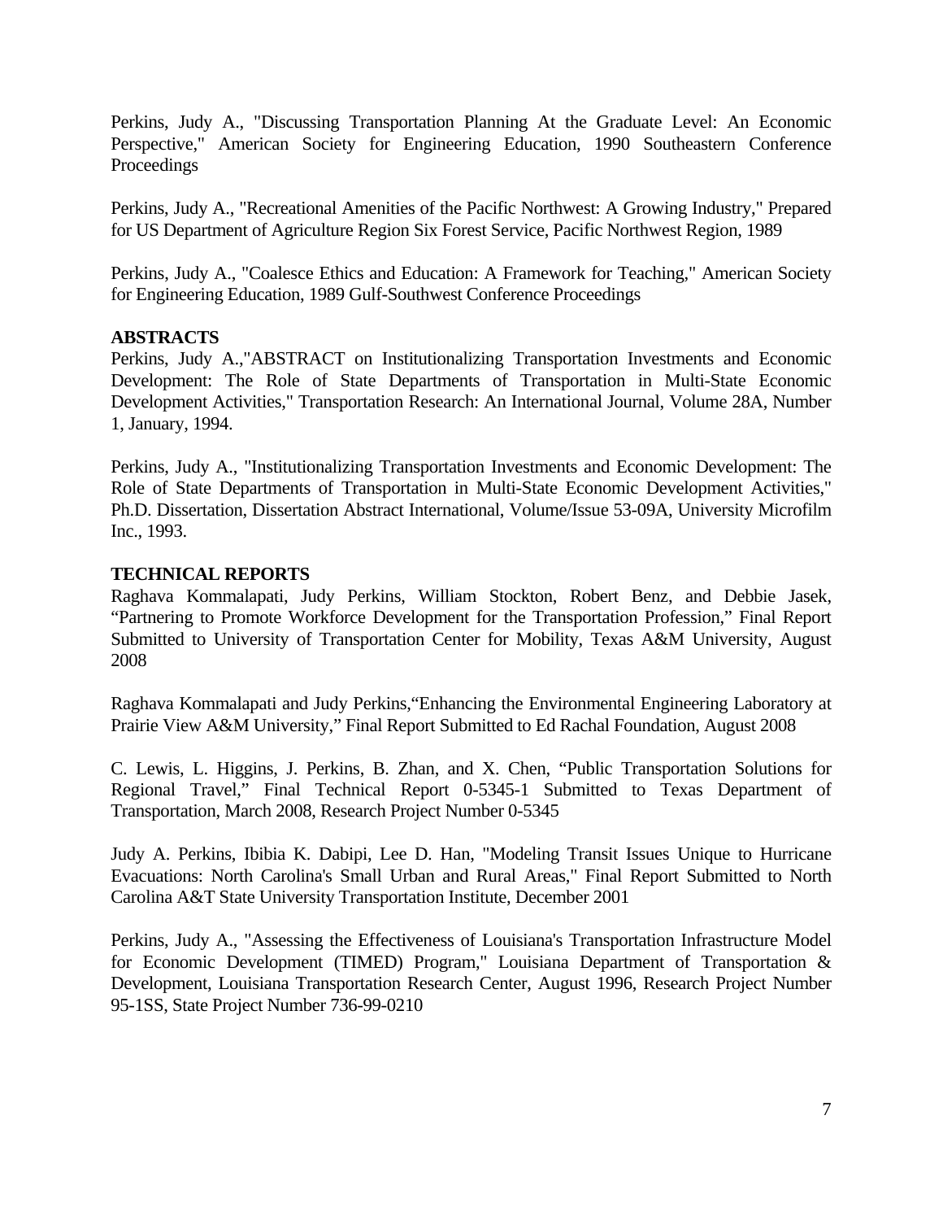Perkins, Judy A., "Discussing Transportation Planning At the Graduate Level: An Economic Perspective," American Society for Engineering Education, 1990 Southeastern Conference Proceedings

Perkins, Judy A., "Recreational Amenities of the Pacific Northwest: A Growing Industry," Prepared for US Department of Agriculture Region Six Forest Service, Pacific Northwest Region, 1989

Perkins, Judy A., "Coalesce Ethics and Education: A Framework for Teaching," American Society for Engineering Education, 1989 Gulf-Southwest Conference Proceedings

**ABSTRACTS**

Perkins, Judy A.,"ABSTRACT on Institutionalizing Transportation Investments and Economic Development: The Role of State Departments of Transportation in Multi-State Economic Development Activities," Transportation Research: An International Journal, Volume 28A, Number 1, January, 1994.

Perkins, Judy A., "Institutionalizing Transportation Investments and Economic Development: The Role of State Departments of Transportation in Multi-State Economic Development Activities," Ph.D. Dissertation, Dissertation Abstract International, Volume/Issue 53-09A, University Microfilm Inc., 1993.

**TECHNICAL REPORTS**

Raghava Kommalapati, Judy Perkins, William Stockton, Robert Benz, and Debbie Jasek, "Partnering to Promote Workforce Development for the Transportation Profession," Final Report Submitted to University of Transportation Center for Mobility, Texas A&M University, August 2008

Raghava Kommalapati and Judy Perkins,"Enhancing the Environmental Engineering Laboratory at Prairie View A&M University," Final Report Submitted to Ed Rachal Foundation, August 2008

C. Lewis, L. Higgins, J. Perkins, B. Zhan, and X. Chen, "Public Transportation Solutions for Regional Travel," Final Technical Report 0-5345-1 Submitted to Texas Department of Transportation, March 2008, Research Project Number 0-5345

Judy A. Perkins, Ibibia K. Dabipi, Lee D. Han, "Modeling Transit Issues Unique to Hurricane Evacuations: North Carolina's Small Urban and Rural Areas," Final Report Submitted to North Carolina A&T State University Transportation Institute, December 2001

Perkins, Judy A., "Assessing the Effectiveness of Louisiana's Transportation Infrastructure Model for Economic Development (TIMED) Program," Louisiana Department of Transportation & Development, Louisiana Transportation Research Center, August 1996, Research Project Number 95-1SS, State Project Number 736-99-0210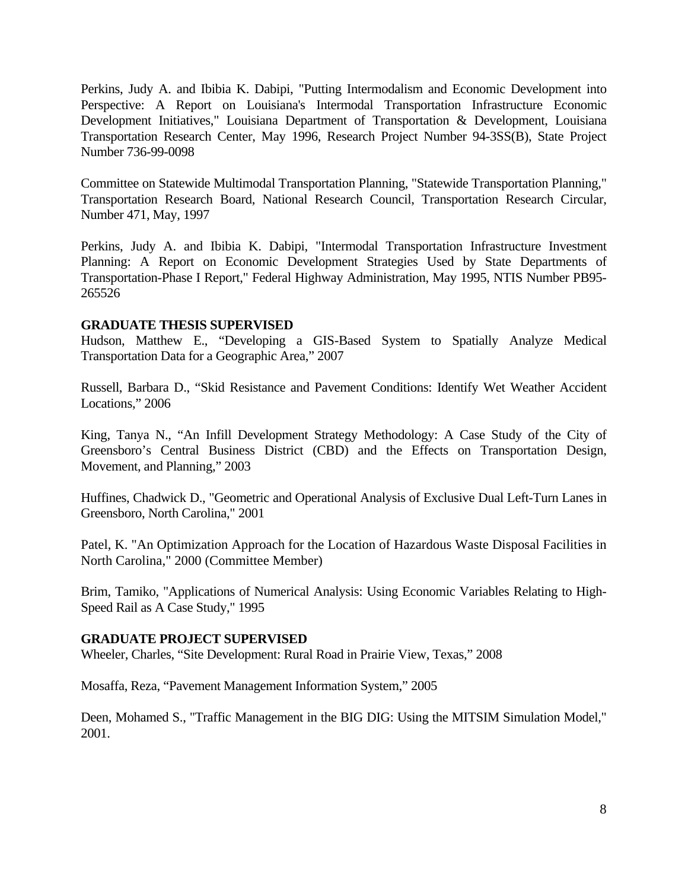Perkins, Judy A. and Ibibia K. Dabipi, "Putting Intermodalism and Economic Development into Perspective: A Report on Louisiana's Intermodal Transportation Infrastructure Economic Development Initiatives," Louisiana Department of Transportation & Development, Louisiana Transportation Research Center, May 1996, Research Project Number 94-3SS(B), State Project Number 736-99-0098

Committee on Statewide Multimodal Transportation Planning, "Statewide Transportation Planning," Transportation Research Board, National Research Council, Transportation Research Circular, Number 471, May, 1997

Perkins, Judy A. and Ibibia K. Dabipi, "Intermodal Transportation Infrastructure Investment Planning: A Report on Economic Development Strategies Used by State Departments of Transportation-Phase I Report," Federal Highway Administration, May 1995, NTIS Number PB95-265526

**GRADUATE THESIS SUPERVISED**

Hudson, Matthew E., "Developing a GIS-Based System to Spatially Analyze Medical Transportation Data for a Geographic Area," 2007

Russell, Barbara D., "Skid Resistance and Pavement Conditions: Identify Wet Weather Accident Locations," 2006

King, Tanya N., "An Infill Development Strategy Methodology: A Case Study of the City of Greensboro's Central Business District (CBD) and the Effects on Transportation Design, Movement, and Planning," 2003

Huffines, Chadwick D., "Geometric and Operational Analysis of Exclusive Dual Left-Turn Lanes in Greensboro, North Carolina," 2001

Patel, K. "An Optimization Approach for the Location of Hazardous Waste Disposal Facilities in North Carolina," 2000 (Committee Member)

Brim, Tamiko, "Applications of Numerical Analysis: Using Economic Variables Relating to High-Speed Rail as A Case Study," 1995

**GRADUATE PROJECT SUPERVISED**

Wheeler, Charles, "Site Development: Rural Road in Prairie View, Texas," 2008

Mosaffa, Reza, "Pavement Management Information System," 2005

Deen, Mohamed S., "Traffic Management in the BIG DIG: Using the MITSIM Simulation Model," 2001.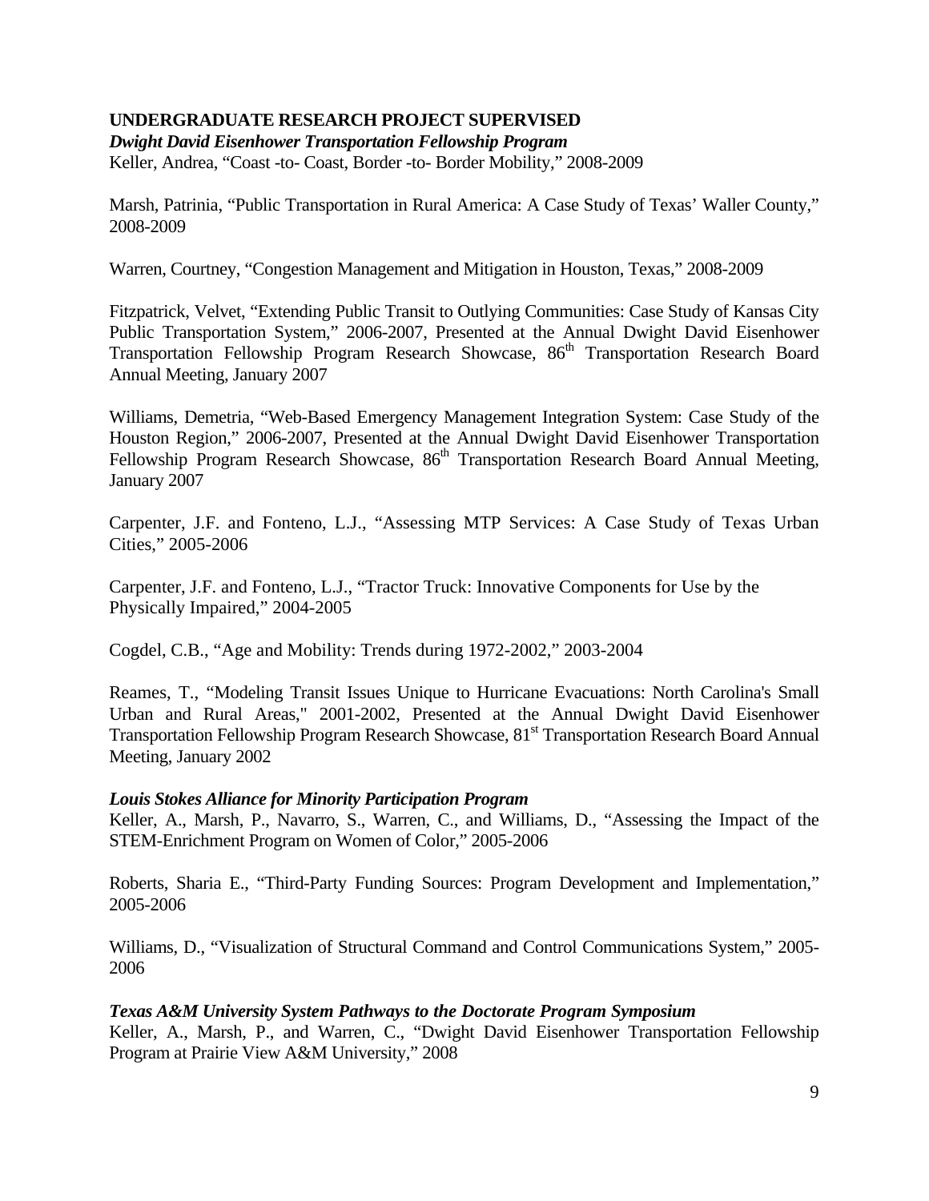## UNDERGRADUATE RESEARCH PROJECT SUPERVISED

***Dwight David Eisenhower Transportation Fellowship Program***

Keller, Andrea, "Coast -to- Coast, Border -to- Border Mobility," 2008-2009

Marsh, Patrinia, "Public Transportation in Rural America: A Case Study of Texas' Waller County," 2008-2009

Warren, Courtney, "Congestion Management and Mitigation in Houston, Texas," 2008-2009

Fitzpatrick, Velvet, "Extending Public Transit to Outlying Communities: Case Study of Kansas City Public Transportation System," 2006-2007, Presented at the Annual Dwight David Eisenhower Transportation Fellowship Program Research Showcase, 86th Transportation Research Board Annual Meeting, January 2007

Williams, Demetria, "Web-Based Emergency Management Integration System: Case Study of the Houston Region," 2006-2007, Presented at the Annual Dwight David Eisenhower Transportation Fellowship Program Research Showcase, 86th Transportation Research Board Annual Meeting, January 2007

Carpenter, J.F. and Fonteno, L.J., "Assessing MTP Services: A Case Study of Texas Urban Cities," 2005-2006

Carpenter, J.F. and Fonteno, L.J., "Tractor Truck: Innovative Components for Use by the Physically Impaired," 2004-2005

Cogdel, C.B., "Age and Mobility: Trends during 1972-2002," 2003-2004

Reames, T., "Modeling Transit Issues Unique to Hurricane Evacuations: North Carolina's Small Urban and Rural Areas," 2001-2002, Presented at the Annual Dwight David Eisenhower Transportation Fellowship Program Research Showcase, 81st Transportation Research Board Annual Meeting, January 2002

***Louis Stokes Alliance for Minority Participation Program***

Keller, A., Marsh, P., Navarro, S., Warren, C., and Williams, D., "Assessing the Impact of the STEM-Enrichment Program on Women of Color," 2005-2006

Roberts, Sharia E., "Third-Party Funding Sources: Program Development and Implementation," 2005-2006

Williams, D., "Visualization of Structural Command and Control Communications System," 2005-2006

***Texas A&M University System Pathways to the Doctorate Program Symposium***

Keller, A., Marsh, P., and Warren, C., "Dwight David Eisenhower Transportation Fellowship Program at Prairie View A&M University," 2008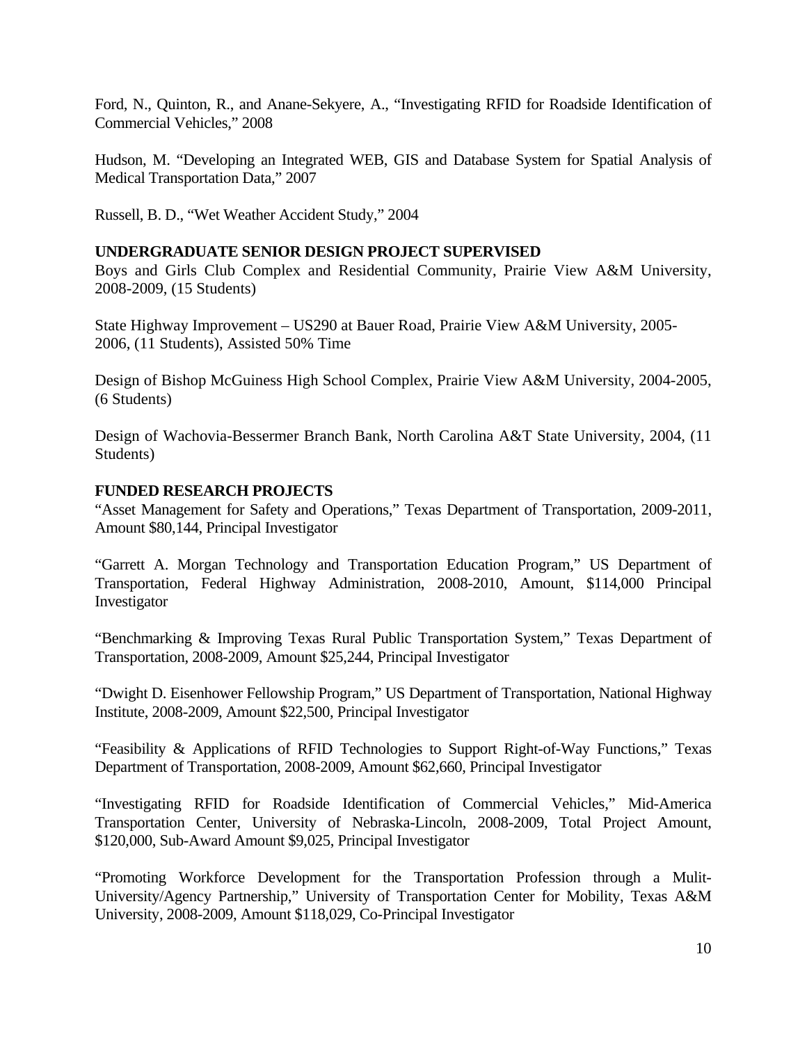Ford, N., Quinton, R., and Anane-Sekyere, A., "Investigating RFID for Roadside Identification of Commercial Vehicles," 2008

Hudson, M. "Developing an Integrated WEB, GIS and Database System for Spatial Analysis of Medical Transportation Data," 2007

Russell, B. D., "Wet Weather Accident Study," 2004

**UNDERGRADUATE SENIOR DESIGN PROJECT SUPERVISED**

Boys and Girls Club Complex and Residential Community, Prairie View A&M University, 2008-2009, (15 Students)

State Highway Improvement – US290 at Bauer Road, Prairie View A&M University, 2005-2006, (11 Students), Assisted 50% Time

Design of Bishop McGuiness High School Complex, Prairie View A&M University, 2004-2005, (6 Students)

Design of Wachovia-Bessermer Branch Bank, North Carolina A&T State University, 2004, (11 Students)

**FUNDED RESEARCH PROJECTS**

"Asset Management for Safety and Operations," Texas Department of Transportation, 2009-2011, Amount $80,144, Principal Investigator

"Garrett A. Morgan Technology and Transportation Education Program," US Department of Transportation, Federal Highway Administration, 2008-2010, Amount, $114,000 Principal Investigator

"Benchmarking & Improving Texas Rural Public Transportation System," Texas Department of Transportation, 2008-2009, Amount $25,244, Principal Investigator

"Dwight D. Eisenhower Fellowship Program," US Department of Transportation, National Highway Institute, 2008-2009, Amount $22,500, Principal Investigator

"Feasibility & Applications of RFID Technologies to Support Right-of-Way Functions," Texas Department of Transportation, 2008-2009, Amount $62,660, Principal Investigator

"Investigating RFID for Roadside Identification of Commercial Vehicles," Mid-America Transportation Center, University of Nebraska-Lincoln, 2008-2009, Total Project Amount, $120,000, Sub-Award Amount $9,025, Principal Investigator

"Promoting Workforce Development for the Transportation Profession through a Mulit-University/Agency Partnership," University of Transportation Center for Mobility, Texas A&M University, 2008-2009, Amount $118,029, Co-Principal Investigator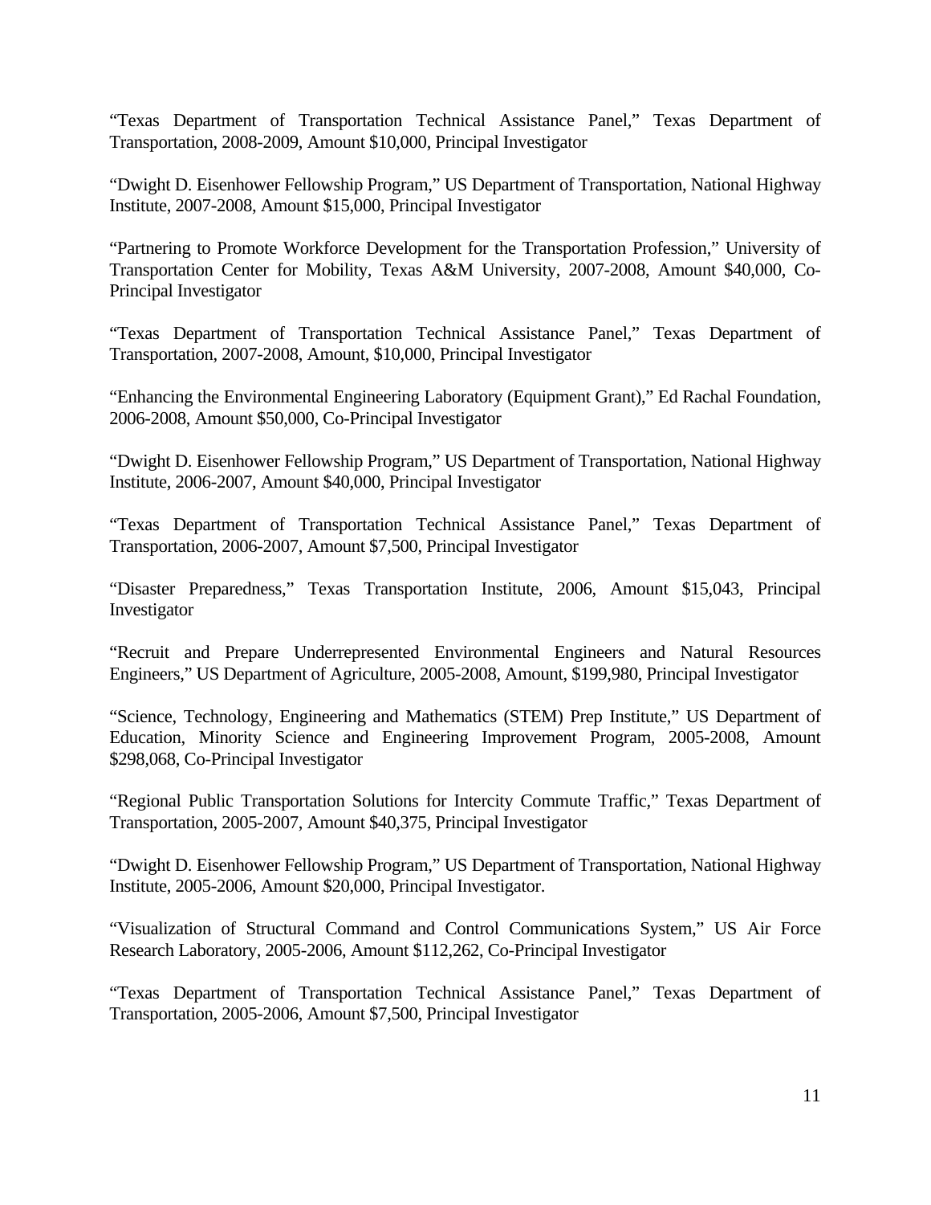"Texas Department of Transportation Technical Assistance Panel," Texas Department of Transportation, 2008-2009, Amount $10,000, Principal Investigator

"Dwight D. Eisenhower Fellowship Program," US Department of Transportation, National Highway Institute, 2007-2008, Amount $15,000, Principal Investigator

"Partnering to Promote Workforce Development for the Transportation Profession," University of Transportation Center for Mobility, Texas A&M University, 2007-2008, Amount $40,000, Co-Principal Investigator

"Texas Department of Transportation Technical Assistance Panel," Texas Department of Transportation, 2007-2008, Amount, $10,000, Principal Investigator

"Enhancing the Environmental Engineering Laboratory (Equipment Grant)," Ed Rachal Foundation, 2006-2008, Amount $50,000, Co-Principal Investigator

"Dwight D. Eisenhower Fellowship Program," US Department of Transportation, National Highway Institute, 2006-2007, Amount $40,000, Principal Investigator

"Texas Department of Transportation Technical Assistance Panel," Texas Department of Transportation, 2006-2007, Amount $7,500, Principal Investigator

"Disaster Preparedness," Texas Transportation Institute, 2006, Amount $15,043, Principal Investigator

"Recruit and Prepare Underrepresented Environmental Engineers and Natural Resources Engineers," US Department of Agriculture, 2005-2008, Amount, $199,980, Principal Investigator

"Science, Technology, Engineering and Mathematics (STEM) Prep Institute," US Department of Education, Minority Science and Engineering Improvement Program, 2005-2008, Amount $298,068, Co-Principal Investigator

"Regional Public Transportation Solutions for Intercity Commute Traffic," Texas Department of Transportation, 2005-2007, Amount $40,375, Principal Investigator

"Dwight D. Eisenhower Fellowship Program," US Department of Transportation, National Highway Institute, 2005-2006, Amount $20,000, Principal Investigator.

"Visualization of Structural Command and Control Communications System," US Air Force Research Laboratory, 2005-2006, Amount $112,262, Co-Principal Investigator

"Texas Department of Transportation Technical Assistance Panel," Texas Department of Transportation, 2005-2006, Amount $7,500, Principal Investigator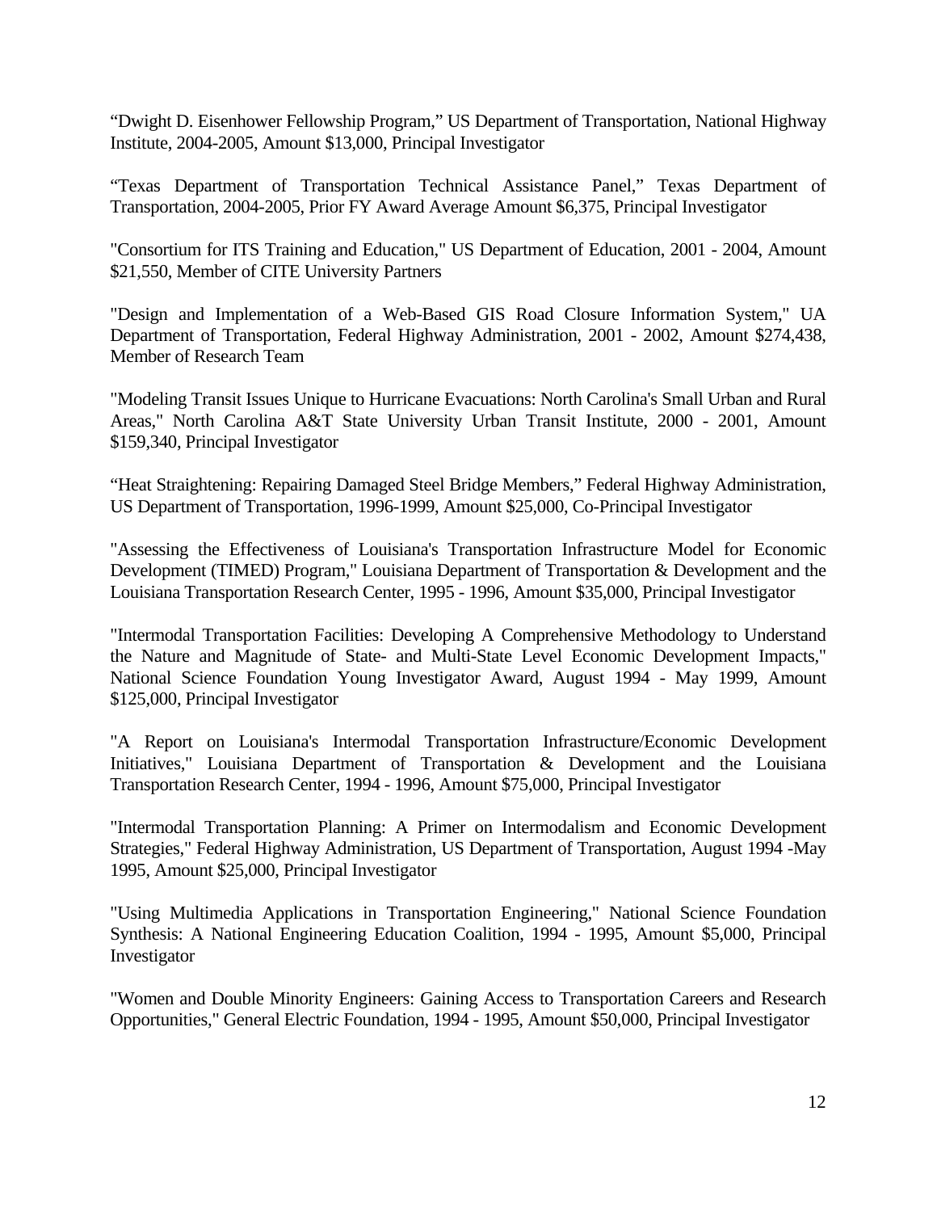"Dwight D. Eisenhower Fellowship Program," US Department of Transportation, National Highway Institute, 2004-2005, Amount $13,000, Principal Investigator

"Texas Department of Transportation Technical Assistance Panel," Texas Department of Transportation, 2004-2005, Prior FY Award Average Amount $6,375, Principal Investigator

"Consortium for ITS Training and Education," US Department of Education, 2001 - 2004, Amount $21,550, Member of CITE University Partners

"Design and Implementation of a Web-Based GIS Road Closure Information System," UA Department of Transportation, Federal Highway Administration, 2001 - 2002, Amount $274,438, Member of Research Team

"Modeling Transit Issues Unique to Hurricane Evacuations: North Carolina's Small Urban and Rural Areas," North Carolina A&T State University Urban Transit Institute, 2000 - 2001, Amount $159,340, Principal Investigator

"Heat Straightening: Repairing Damaged Steel Bridge Members," Federal Highway Administration, US Department of Transportation, 1996-1999, Amount $25,000, Co-Principal Investigator

"Assessing the Effectiveness of Louisiana's Transportation Infrastructure Model for Economic Development (TIMED) Program," Louisiana Department of Transportation & Development and the Louisiana Transportation Research Center, 1995 - 1996, Amount $35,000, Principal Investigator

"Intermodal Transportation Facilities: Developing A Comprehensive Methodology to Understand the Nature and Magnitude of State- and Multi-State Level Economic Development Impacts," National Science Foundation Young Investigator Award, August 1994 - May 1999, Amount $125,000, Principal Investigator

"A Report on Louisiana's Intermodal Transportation Infrastructure/Economic Development Initiatives," Louisiana Department of Transportation & Development and the Louisiana Transportation Research Center, 1994 - 1996, Amount $75,000, Principal Investigator

"Intermodal Transportation Planning: A Primer on Intermodalism and Economic Development Strategies," Federal Highway Administration, US Department of Transportation, August 1994 -May 1995, Amount $25,000, Principal Investigator

"Using Multimedia Applications in Transportation Engineering," National Science Foundation Synthesis: A National Engineering Education Coalition, 1994 - 1995, Amount $5,000, Principal Investigator

"Women and Double Minority Engineers: Gaining Access to Transportation Careers and Research Opportunities," General Electric Foundation, 1994 - 1995, Amount $50,000, Principal Investigator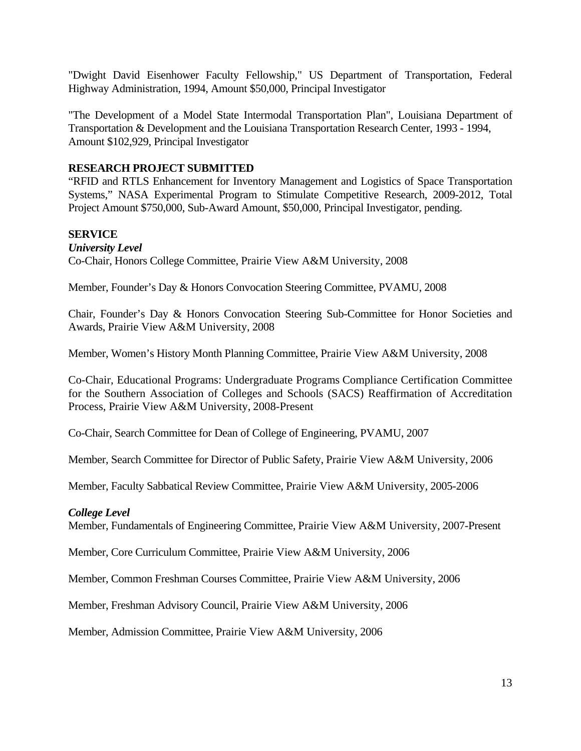"Dwight David Eisenhower Faculty Fellowship," US Department of Transportation, Federal Highway Administration, 1994, Amount $50,000, Principal Investigator

"The Development of a Model State Intermodal Transportation Plan", Louisiana Department of Transportation & Development and the Louisiana Transportation Research Center, 1993 - 1994, Amount $102,929, Principal Investigator

**RESEARCH PROJECT SUBMITTED**

"RFID and RTLS Enhancement for Inventory Management and Logistics of Space Transportation Systems," NASA Experimental Program to Stimulate Competitive Research, 2009-2012, Total Project Amount $750,000, Sub-Award Amount, $50,000, Principal Investigator, pending.

**SERVICE**

***University Level***

Co-Chair, Honors College Committee, Prairie View A&M University, 2008

Member, Founder's Day & Honors Convocation Steering Committee, PVAMU, 2008

Chair, Founder's Day & Honors Convocation Steering Sub-Committee for Honor Societies and Awards, Prairie View A&M University, 2008

Member, Women's History Month Planning Committee, Prairie View A&M University, 2008

Co-Chair, Educational Programs: Undergraduate Programs Compliance Certification Committee for the Southern Association of Colleges and Schools (SACS) Reaffirmation of Accreditation Process, Prairie View A&M University, 2008-Present

Co-Chair, Search Committee for Dean of College of Engineering, PVAMU, 2007

Member, Search Committee for Director of Public Safety, Prairie View A&M University, 2006

Member, Faculty Sabbatical Review Committee, Prairie View A&M University, 2005-2006

***College Level***

Member, Fundamentals of Engineering Committee, Prairie View A&M University, 2007-Present

Member, Core Curriculum Committee, Prairie View A&M University, 2006

Member, Common Freshman Courses Committee, Prairie View A&M University, 2006

Member, Freshman Advisory Council, Prairie View A&M University, 2006

Member, Admission Committee, Prairie View A&M University, 2006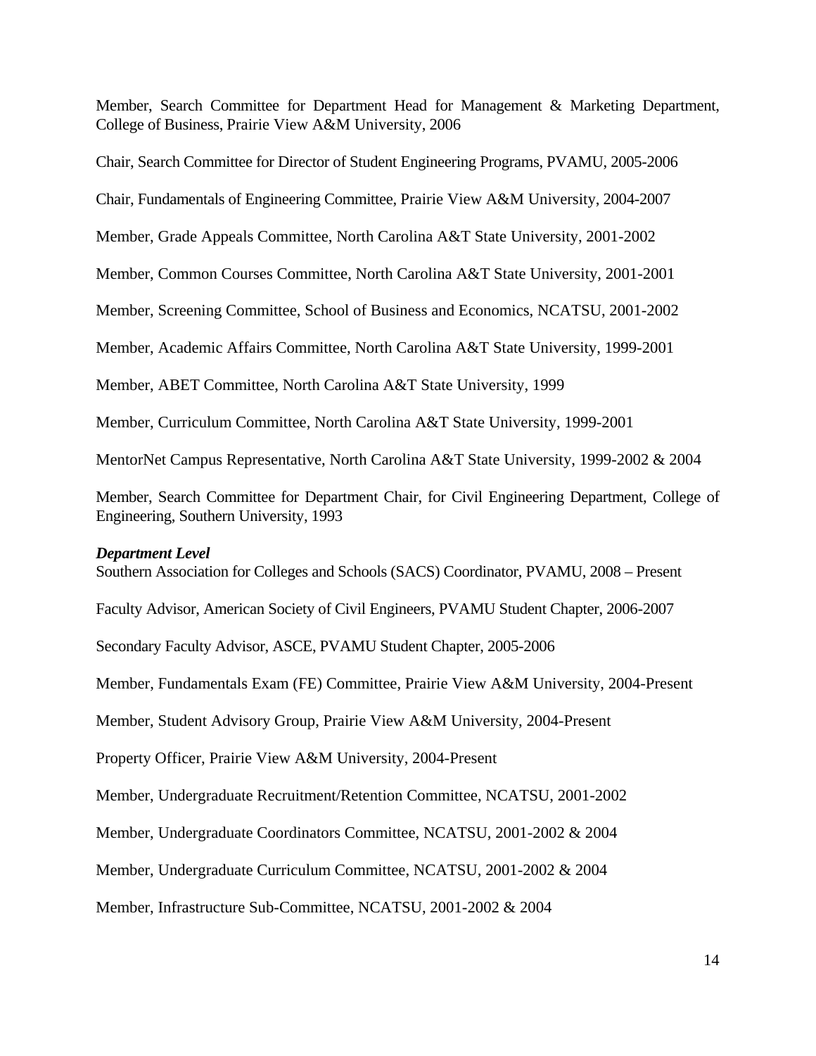Member, Search Committee for Department Head for Management & Marketing Department, College of Business, Prairie View A&M University, 2006

Chair, Search Committee for Director of Student Engineering Programs, PVAMU, 2005-2006

Chair, Fundamentals of Engineering Committee, Prairie View A&M University, 2004-2007

Member, Grade Appeals Committee, North Carolina A&T State University, 2001-2002

Member, Common Courses Committee, North Carolina A&T State University, 2001-2001

Member, Screening Committee, School of Business and Economics, NCATSU, 2001-2002

Member, Academic Affairs Committee, North Carolina A&T State University, 1999-2001

Member, ABET Committee, North Carolina A&T State University, 1999

Member, Curriculum Committee, North Carolina A&T State University, 1999-2001

MentorNet Campus Representative, North Carolina A&T State University, 1999-2002 & 2004

Member, Search Committee for Department Chair, for Civil Engineering Department, College of Engineering, Southern University, 1993

***Department Level***

Southern Association for Colleges and Schools (SACS) Coordinator, PVAMU, 2008 – Present

Faculty Advisor, American Society of Civil Engineers, PVAMU Student Chapter, 2006-2007

Secondary Faculty Advisor, ASCE, PVAMU Student Chapter, 2005-2006

Member, Fundamentals Exam (FE) Committee, Prairie View A&M University, 2004-Present

Member, Student Advisory Group, Prairie View A&M University, 2004-Present

Property Officer, Prairie View A&M University, 2004-Present

Member, Undergraduate Recruitment/Retention Committee, NCATSU, 2001-2002

Member, Undergraduate Coordinators Committee, NCATSU, 2001-2002 & 2004

Member, Undergraduate Curriculum Committee, NCATSU, 2001-2002 & 2004

Member, Infrastructure Sub-Committee, NCATSU, 2001-2002 & 2004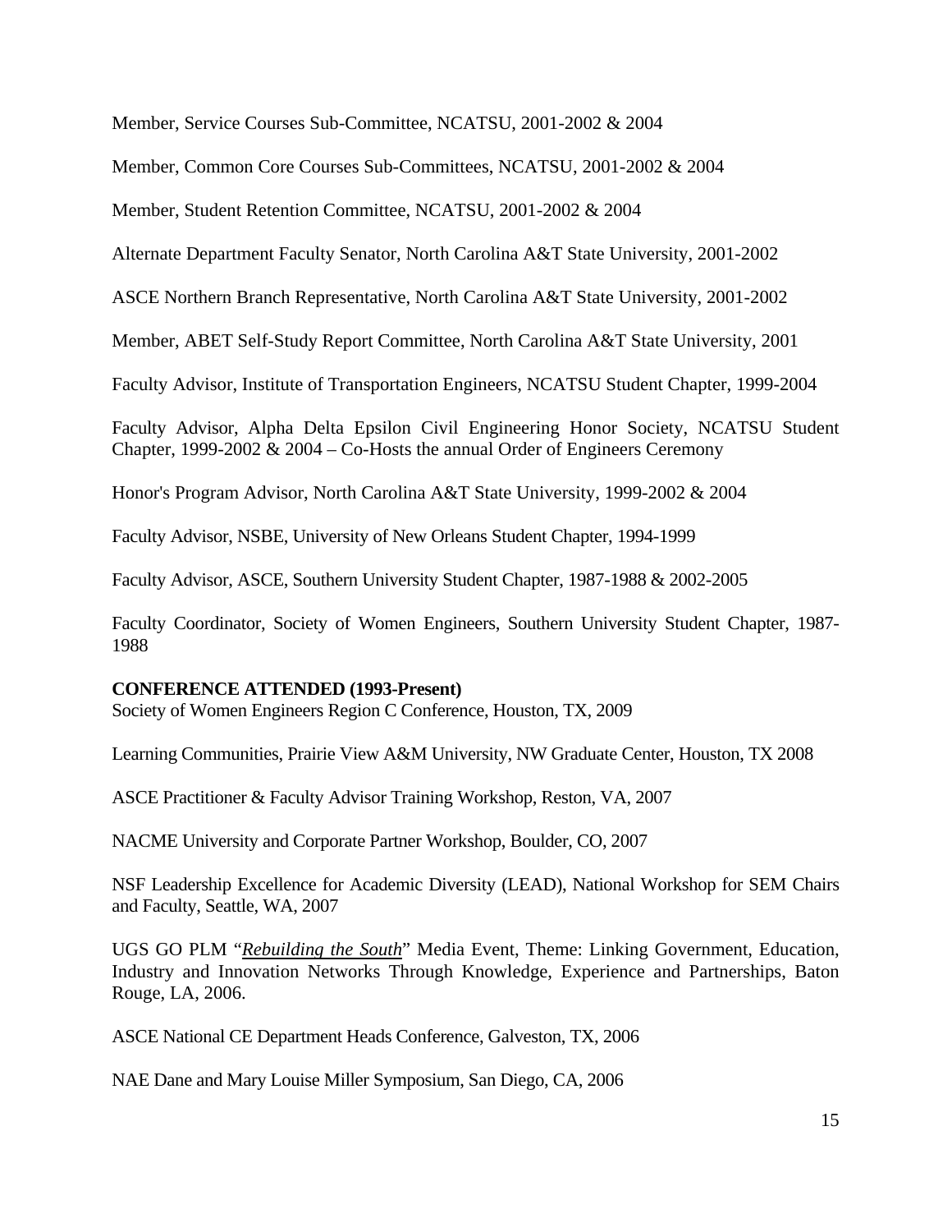Member, Service Courses Sub-Committee, NCATSU, 2001-2002 & 2004

Member, Common Core Courses Sub-Committees, NCATSU, 2001-2002 & 2004

Member, Student Retention Committee, NCATSU, 2001-2002 & 2004

Alternate Department Faculty Senator, North Carolina A&T State University, 2001-2002

ASCE Northern Branch Representative, North Carolina A&T State University, 2001-2002

Member, ABET Self-Study Report Committee, North Carolina A&T State University, 2001

Faculty Advisor, Institute of Transportation Engineers, NCATSU Student Chapter, 1999-2004

Faculty Advisor, Alpha Delta Epsilon Civil Engineering Honor Society, NCATSU Student Chapter, 1999-2002 & 2004 – Co-Hosts the annual Order of Engineers Ceremony

Honor's Program Advisor, North Carolina A&T State University, 1999-2002 & 2004

Faculty Advisor, NSBE, University of New Orleans Student Chapter, 1994-1999

Faculty Advisor, ASCE, Southern University Student Chapter, 1987-1988 & 2002-2005

Faculty Coordinator, Society of Women Engineers, Southern University Student Chapter, 1987-1988

**CONFERENCE ATTENDED (1993-Present)**

Society of Women Engineers Region C Conference, Houston, TX, 2009

Learning Communities, Prairie View A&M University, NW Graduate Center, Houston, TX 2008

ASCE Practitioner & Faculty Advisor Training Workshop, Reston, VA, 2007

NACME University and Corporate Partner Workshop, Boulder, CO, 2007

NSF Leadership Excellence for Academic Diversity (LEAD), National Workshop for SEM Chairs and Faculty, Seattle, WA, 2007

UGS GO PLM "*Rebuilding the South*" Media Event, Theme: Linking Government, Education, Industry and Innovation Networks Through Knowledge, Experience and Partnerships, Baton Rouge, LA, 2006.

ASCE National CE Department Heads Conference, Galveston, TX, 2006

NAE Dane and Mary Louise Miller Symposium, San Diego, CA, 2006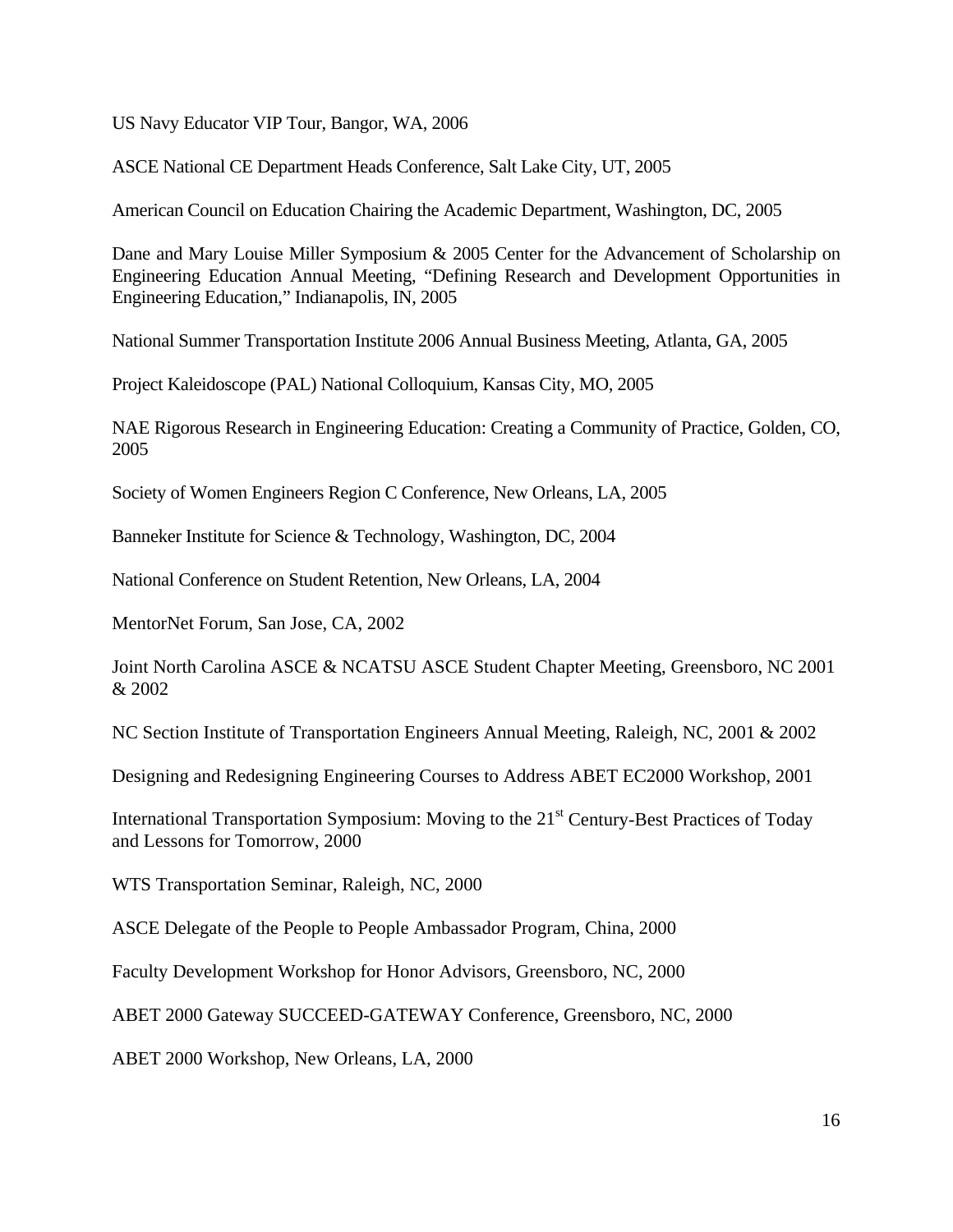US Navy Educator VIP Tour, Bangor, WA, 2006

ASCE National CE Department Heads Conference, Salt Lake City, UT, 2005

American Council on Education Chairing the Academic Department, Washington, DC, 2005

Dane and Mary Louise Miller Symposium & 2005 Center for the Advancement of Scholarship on Engineering Education Annual Meeting, "Defining Research and Development Opportunities in Engineering Education," Indianapolis, IN, 2005

National Summer Transportation Institute 2006 Annual Business Meeting, Atlanta, GA, 2005

Project Kaleidoscope (PAL) National Colloquium, Kansas City, MO, 2005

NAE Rigorous Research in Engineering Education: Creating a Community of Practice, Golden, CO, 2005

Society of Women Engineers Region C Conference, New Orleans, LA, 2005

Banneker Institute for Science & Technology, Washington, DC, 2004

National Conference on Student Retention, New Orleans, LA, 2004

MentorNet Forum, San Jose, CA, 2002

Joint North Carolina ASCE & NCATSU ASCE Student Chapter Meeting, Greensboro, NC 2001 & 2002

NC Section Institute of Transportation Engineers Annual Meeting, Raleigh, NC, 2001 & 2002

Designing and Redesigning Engineering Courses to Address ABET EC2000 Workshop, 2001

International Transportation Symposium: Moving to the 21st Century-Best Practices of Today and Lessons for Tomorrow, 2000

WTS Transportation Seminar, Raleigh, NC, 2000

ASCE Delegate of the People to People Ambassador Program, China, 2000

Faculty Development Workshop for Honor Advisors, Greensboro, NC, 2000

ABET 2000 Gateway SUCCEED-GATEWAY Conference, Greensboro, NC, 2000

ABET 2000 Workshop, New Orleans, LA, 2000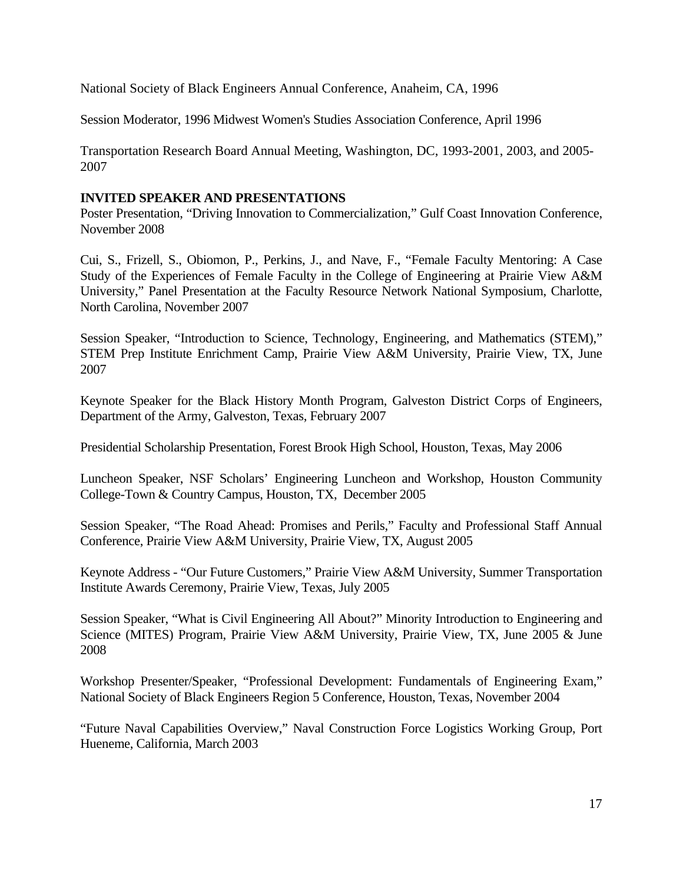National Society of Black Engineers Annual Conference, Anaheim, CA, 1996

Session Moderator, 1996 Midwest Women's Studies Association Conference, April 1996

Transportation Research Board Annual Meeting, Washington, DC, 1993-2001, 2003, and 2005-2007

**INVITED SPEAKER AND PRESENTATIONS**

Poster Presentation, "Driving Innovation to Commercialization," Gulf Coast Innovation Conference, November 2008

Cui, S., Frizell, S., Obiomon, P., Perkins, J., and Nave, F., "Female Faculty Mentoring: A Case Study of the Experiences of Female Faculty in the College of Engineering at Prairie View A&M University," Panel Presentation at the Faculty Resource Network National Symposium, Charlotte, North Carolina, November 2007

Session Speaker, "Introduction to Science, Technology, Engineering, and Mathematics (STEM)," STEM Prep Institute Enrichment Camp, Prairie View A&M University, Prairie View, TX, June 2007

Keynote Speaker for the Black History Month Program, Galveston District Corps of Engineers, Department of the Army, Galveston, Texas, February 2007

Presidential Scholarship Presentation, Forest Brook High School, Houston, Texas, May 2006

Luncheon Speaker, NSF Scholars' Engineering Luncheon and Workshop, Houston Community College-Town & Country Campus, Houston, TX, December 2005

Session Speaker, "The Road Ahead: Promises and Perils," Faculty and Professional Staff Annual Conference, Prairie View A&M University, Prairie View, TX, August 2005

Keynote Address - "Our Future Customers," Prairie View A&M University, Summer Transportation Institute Awards Ceremony, Prairie View, Texas, July 2005

Session Speaker, "What is Civil Engineering All About?" Minority Introduction to Engineering and Science (MITES) Program, Prairie View A&M University, Prairie View, TX, June 2005 & June 2008

Workshop Presenter/Speaker, "Professional Development: Fundamentals of Engineering Exam," National Society of Black Engineers Region 5 Conference, Houston, Texas, November 2004

"Future Naval Capabilities Overview," Naval Construction Force Logistics Working Group, Port Hueneme, California, March 2003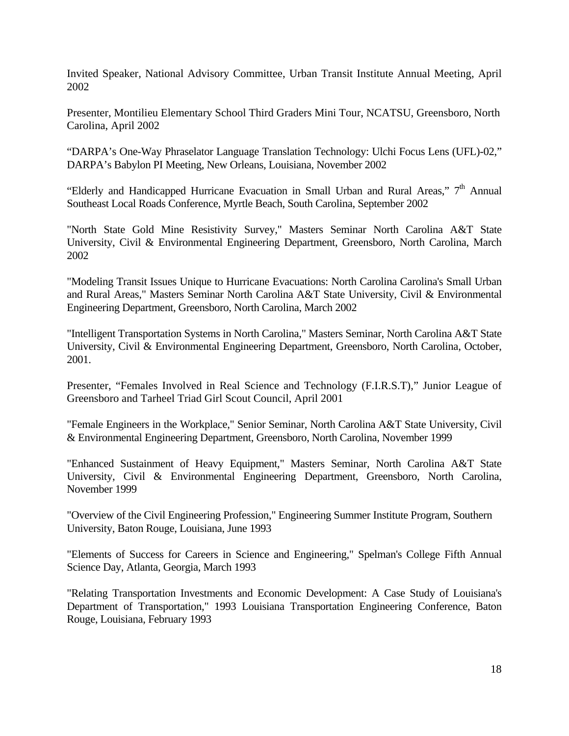Invited Speaker, National Advisory Committee, Urban Transit Institute Annual Meeting, April 2002

Presenter, Montilieu Elementary School Third Graders Mini Tour, NCATSU, Greensboro, North Carolina, April 2002

"DARPA's One-Way Phraselator Language Translation Technology: Ulchi Focus Lens (UFL)-02," DARPA's Babylon PI Meeting, New Orleans, Louisiana, November 2002

"Elderly and Handicapped Hurricane Evacuation in Small Urban and Rural Areas," 7th Annual Southeast Local Roads Conference, Myrtle Beach, South Carolina, September 2002

"North State Gold Mine Resistivity Survey," Masters Seminar North Carolina A&T State University, Civil & Environmental Engineering Department, Greensboro, North Carolina, March 2002

"Modeling Transit Issues Unique to Hurricane Evacuations: North Carolina Carolina's Small Urban and Rural Areas," Masters Seminar North Carolina A&T State University, Civil & Environmental Engineering Department, Greensboro, North Carolina, March 2002

"Intelligent Transportation Systems in North Carolina," Masters Seminar, North Carolina A&T State University, Civil & Environmental Engineering Department, Greensboro, North Carolina, October, 2001.

Presenter, "Females Involved in Real Science and Technology (F.I.R.S.T)," Junior League of Greensboro and Tarheel Triad Girl Scout Council, April 2001

"Female Engineers in the Workplace," Senior Seminar, North Carolina A&T State University, Civil & Environmental Engineering Department, Greensboro, North Carolina, November 1999

"Enhanced Sustainment of Heavy Equipment," Masters Seminar, North Carolina A&T State University, Civil & Environmental Engineering Department, Greensboro, North Carolina, November 1999

"Overview of the Civil Engineering Profession," Engineering Summer Institute Program, Southern University, Baton Rouge, Louisiana, June 1993

"Elements of Success for Careers in Science and Engineering," Spelman's College Fifth Annual Science Day, Atlanta, Georgia, March 1993

"Relating Transportation Investments and Economic Development: A Case Study of Louisiana's Department of Transportation," 1993 Louisiana Transportation Engineering Conference, Baton Rouge, Louisiana, February 1993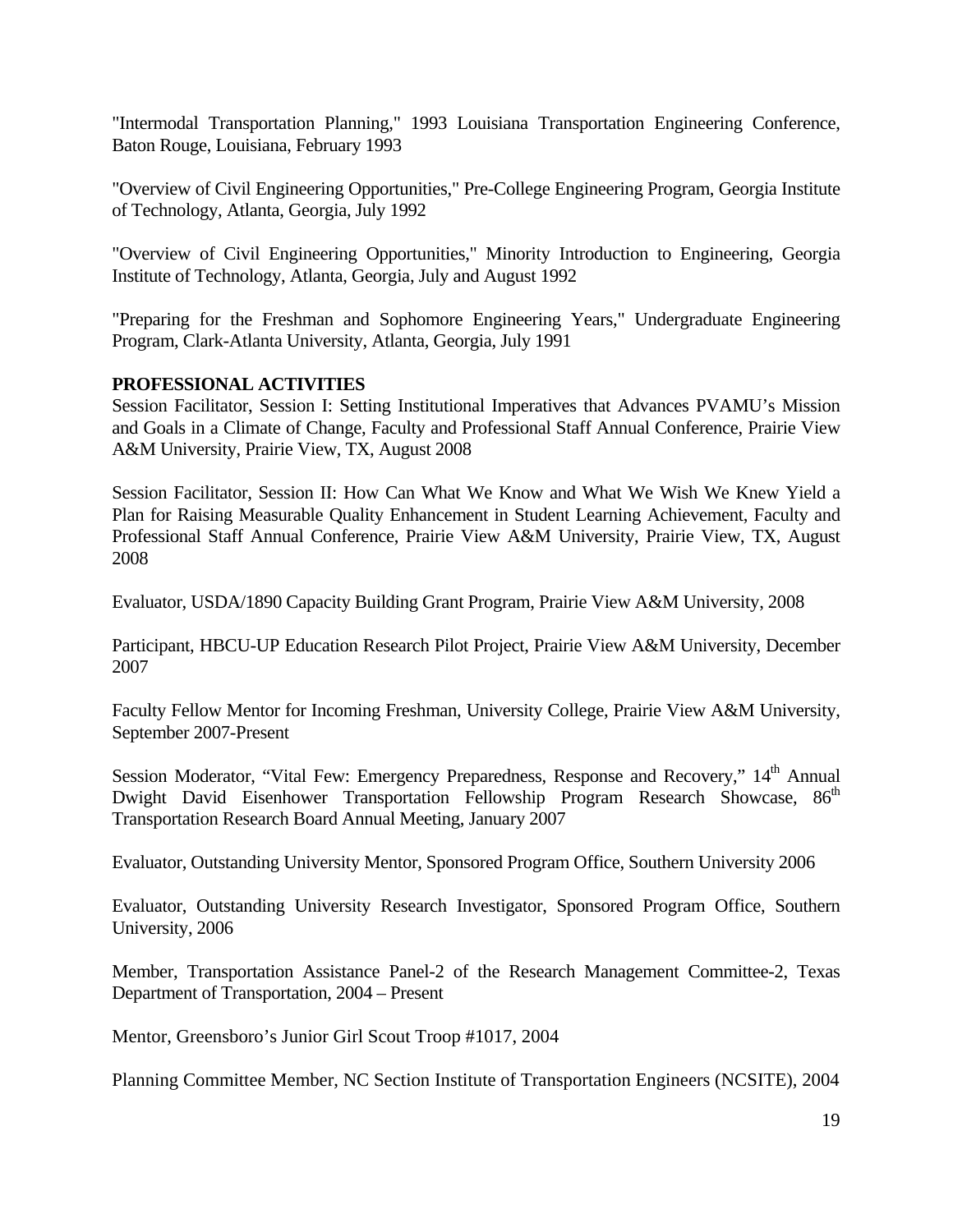"Intermodal Transportation Planning," 1993 Louisiana Transportation Engineering Conference, Baton Rouge, Louisiana, February 1993

"Overview of Civil Engineering Opportunities," Pre-College Engineering Program, Georgia Institute of Technology, Atlanta, Georgia, July 1992

"Overview of Civil Engineering Opportunities," Minority Introduction to Engineering, Georgia Institute of Technology, Atlanta, Georgia, July and August 1992

"Preparing for the Freshman and Sophomore Engineering Years," Undergraduate Engineering Program, Clark-Atlanta University, Atlanta, Georgia, July 1991

**PROFESSIONAL ACTIVITIES**

Session Facilitator, Session I: Setting Institutional Imperatives that Advances PVAMU's Mission and Goals in a Climate of Change, Faculty and Professional Staff Annual Conference, Prairie View A&M University, Prairie View, TX, August 2008

Session Facilitator, Session II: How Can What We Know and What We Wish We Knew Yield a Plan for Raising Measurable Quality Enhancement in Student Learning Achievement, Faculty and Professional Staff Annual Conference, Prairie View A&M University, Prairie View, TX, August 2008

Evaluator, USDA/1890 Capacity Building Grant Program, Prairie View A&M University, 2008

Participant, HBCU-UP Education Research Pilot Project, Prairie View A&M University, December 2007

Faculty Fellow Mentor for Incoming Freshman, University College, Prairie View A&M University, September 2007-Present

Session Moderator, "Vital Few: Emergency Preparedness, Response and Recovery," 14th Annual Dwight David Eisenhower Transportation Fellowship Program Research Showcase, 86th Transportation Research Board Annual Meeting, January 2007

Evaluator, Outstanding University Mentor, Sponsored Program Office, Southern University 2006

Evaluator, Outstanding University Research Investigator, Sponsored Program Office, Southern University, 2006

Member, Transportation Assistance Panel-2 of the Research Management Committee-2, Texas Department of Transportation, 2004 – Present

Mentor, Greensboro's Junior Girl Scout Troop #1017, 2004

Planning Committee Member, NC Section Institute of Transportation Engineers (NCSITE), 2004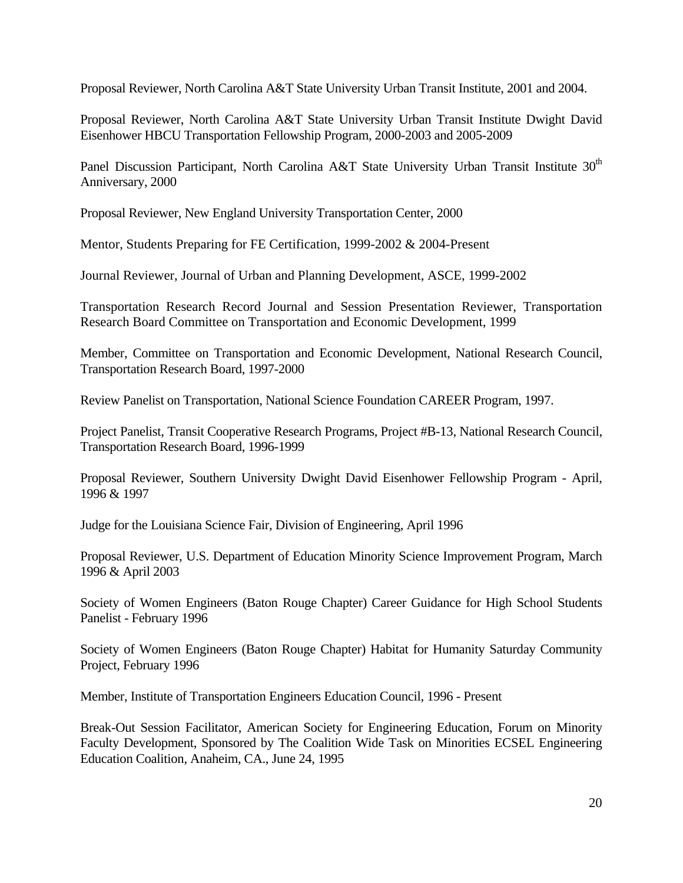Proposal Reviewer, North Carolina A&T State University Urban Transit Institute, 2001 and 2004.

Proposal Reviewer, North Carolina A&T State University Urban Transit Institute Dwight David Eisenhower HBCU Transportation Fellowship Program, 2000-2003 and 2005-2009

Panel Discussion Participant, North Carolina A&T State University Urban Transit Institute 30th Anniversary, 2000

Proposal Reviewer, New England University Transportation Center, 2000

Mentor, Students Preparing for FE Certification, 1999-2002 & 2004-Present

Journal Reviewer, Journal of Urban and Planning Development, ASCE, 1999-2002

Transportation Research Record Journal and Session Presentation Reviewer, Transportation Research Board Committee on Transportation and Economic Development, 1999

Member, Committee on Transportation and Economic Development, National Research Council, Transportation Research Board, 1997-2000

Review Panelist on Transportation, National Science Foundation CAREER Program, 1997.

Project Panelist, Transit Cooperative Research Programs, Project #B-13, National Research Council, Transportation Research Board, 1996-1999

Proposal Reviewer, Southern University Dwight David Eisenhower Fellowship Program - April, 1996 & 1997

Judge for the Louisiana Science Fair, Division of Engineering, April 1996

Proposal Reviewer, U.S. Department of Education Minority Science Improvement Program, March 1996 & April 2003

Society of Women Engineers (Baton Rouge Chapter) Career Guidance for High School Students Panelist - February 1996

Society of Women Engineers (Baton Rouge Chapter) Habitat for Humanity Saturday Community Project, February 1996

Member, Institute of Transportation Engineers Education Council, 1996 - Present

Break-Out Session Facilitator, American Society for Engineering Education, Forum on Minority Faculty Development, Sponsored by The Coalition Wide Task on Minorities ECSEL Engineering Education Coalition, Anaheim, CA., June 24, 1995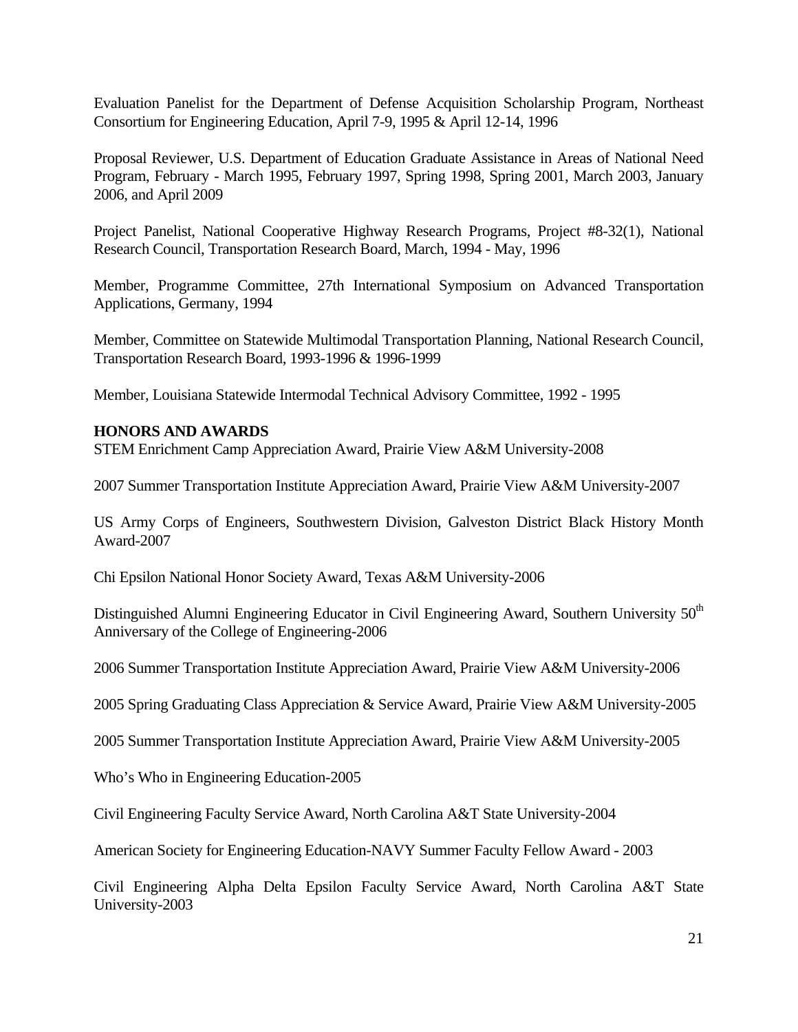Evaluation Panelist for the Department of Defense Acquisition Scholarship Program, Northeast Consortium for Engineering Education, April 7-9, 1995 & April 12-14, 1996

Proposal Reviewer, U.S. Department of Education Graduate Assistance in Areas of National Need Program, February - March 1995, February 1997, Spring 1998, Spring 2001, March 2003, January 2006, and April 2009

Project Panelist, National Cooperative Highway Research Programs, Project #8-32(1), National Research Council, Transportation Research Board, March, 1994 - May, 1996

Member, Programme Committee, 27th International Symposium on Advanced Transportation Applications, Germany, 1994

Member, Committee on Statewide Multimodal Transportation Planning, National Research Council, Transportation Research Board, 1993-1996 & 1996-1999

Member, Louisiana Statewide Intermodal Technical Advisory Committee, 1992 - 1995

**HONORS AND AWARDS**

STEM Enrichment Camp Appreciation Award, Prairie View A&M University-2008

2007 Summer Transportation Institute Appreciation Award, Prairie View A&M University-2007

US Army Corps of Engineers, Southwestern Division, Galveston District Black History Month Award-2007

Chi Epsilon National Honor Society Award, Texas A&M University-2006

Distinguished Alumni Engineering Educator in Civil Engineering Award, Southern University 50th Anniversary of the College of Engineering-2006

2006 Summer Transportation Institute Appreciation Award, Prairie View A&M University-2006

2005 Spring Graduating Class Appreciation & Service Award, Prairie View A&M University-2005

2005 Summer Transportation Institute Appreciation Award, Prairie View A&M University-2005

Who's Who in Engineering Education-2005

Civil Engineering Faculty Service Award, North Carolina A&T State University-2004

American Society for Engineering Education-NAVY Summer Faculty Fellow Award - 2003

Civil Engineering Alpha Delta Epsilon Faculty Service Award, North Carolina A&T State University-2003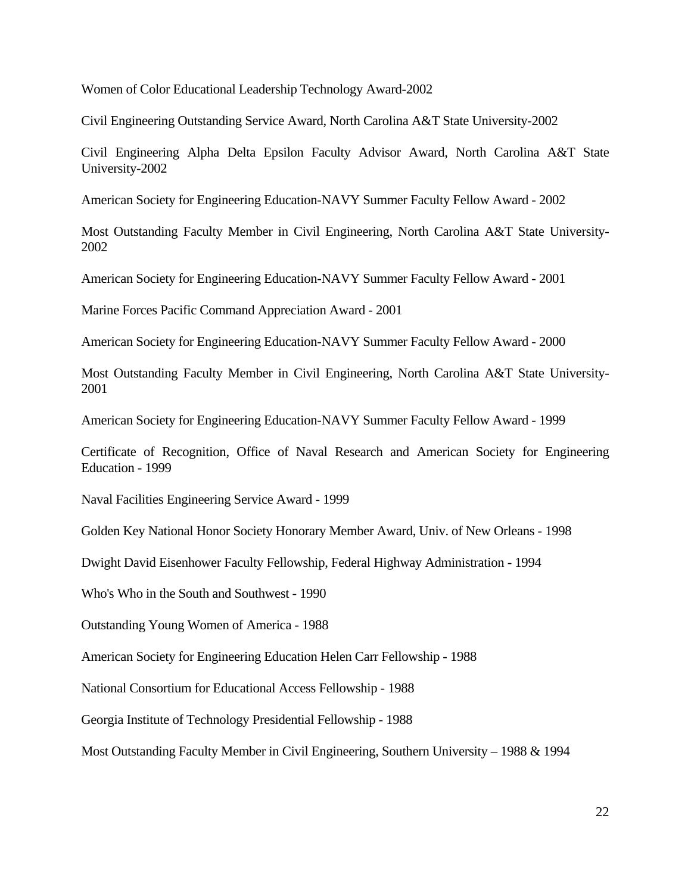Women of Color Educational Leadership Technology Award-2002

Civil Engineering Outstanding Service Award, North Carolina A&T State University-2002

Civil Engineering Alpha Delta Epsilon Faculty Advisor Award, North Carolina A&T State University-2002

American Society for Engineering Education-NAVY Summer Faculty Fellow Award - 2002

Most Outstanding Faculty Member in Civil Engineering, North Carolina A&T State University-2002

American Society for Engineering Education-NAVY Summer Faculty Fellow Award - 2001

Marine Forces Pacific Command Appreciation Award - 2001

American Society for Engineering Education-NAVY Summer Faculty Fellow Award - 2000

Most Outstanding Faculty Member in Civil Engineering, North Carolina A&T State University-2001

American Society for Engineering Education-NAVY Summer Faculty Fellow Award - 1999

Certificate of Recognition, Office of Naval Research and American Society for Engineering Education - 1999

Naval Facilities Engineering Service Award - 1999

Golden Key National Honor Society Honorary Member Award, Univ. of New Orleans - 1998

Dwight David Eisenhower Faculty Fellowship, Federal Highway Administration - 1994

Who's Who in the South and Southwest - 1990

Outstanding Young Women of America - 1988

American Society for Engineering Education Helen Carr Fellowship - 1988

National Consortium for Educational Access Fellowship - 1988

Georgia Institute of Technology Presidential Fellowship - 1988

Most Outstanding Faculty Member in Civil Engineering, Southern University – 1988 & 1994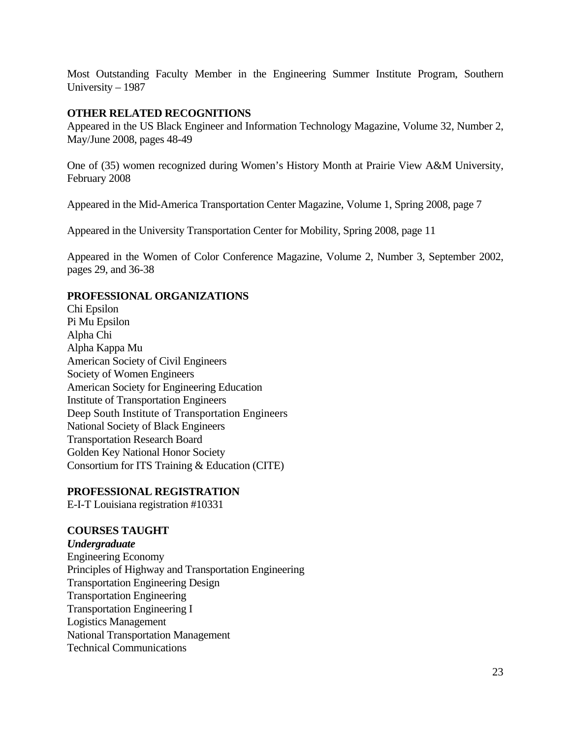Most Outstanding Faculty Member in the Engineering Summer Institute Program, Southern University – 1987

## OTHER RELATED RECOGNITIONS

Appeared in the US Black Engineer and Information Technology Magazine, Volume 32, Number 2, May/June 2008, pages 48-49

One of (35) women recognized during Women's History Month at Prairie View A&M University, February 2008

Appeared in the Mid-America Transportation Center Magazine, Volume 1, Spring 2008, page 7

Appeared in the University Transportation Center for Mobility, Spring 2008, page 11

Appeared in the Women of Color Conference Magazine, Volume 2, Number 3, September 2002, pages 29, and 36-38

## PROFESSIONAL ORGANIZATIONS

Chi Epsilon
Pi Mu Epsilon
Alpha Chi
Alpha Kappa Mu
American Society of Civil Engineers
Society of Women Engineers
American Society for Engineering Education
Institute of Transportation Engineers
Deep South Institute of Transportation Engineers
National Society of Black Engineers
Transportation Research Board
Golden Key National Honor Society
Consortium for ITS Training & Education (CITE)

## PROFESSIONAL REGISTRATION

E-I-T Louisiana registration #10331

## COURSES TAUGHT

***Undergraduate***

Engineering Economy
Principles of Highway and Transportation Engineering
Transportation Engineering Design
Transportation Engineering
Transportation Engineering I
Logistics Management
National Transportation Management
Technical Communications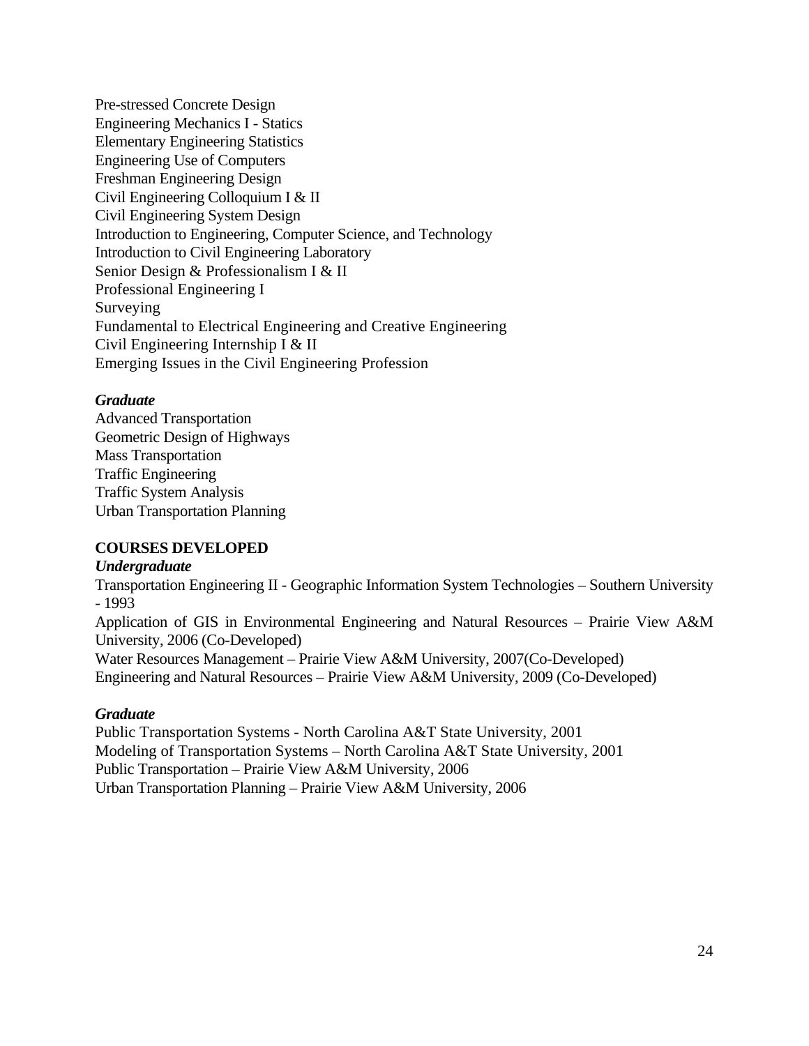Pre-stressed Concrete Design
Engineering Mechanics I - Statics
Elementary Engineering Statistics
Engineering Use of Computers
Freshman Engineering Design
Civil Engineering Colloquium I & II
Civil Engineering System Design
Introduction to Engineering, Computer Science, and Technology
Introduction to Civil Engineering Laboratory
Senior Design & Professionalism I & II
Professional Engineering I
Surveying
Fundamental to Electrical Engineering and Creative Engineering
Civil Engineering Internship I & II
Emerging Issues in the Civil Engineering Profession

***Graduate***

Advanced Transportation
Geometric Design of Highways
Mass Transportation
Traffic Engineering
Traffic System Analysis
Urban Transportation Planning

**COURSES DEVELOPED**

***Undergraduate***

Transportation Engineering II - Geographic Information System Technologies – Southern University - 1993
Application of GIS in Environmental Engineering and Natural Resources – Prairie View A&M University, 2006 (Co-Developed)
Water Resources Management – Prairie View A&M University, 2007(Co-Developed)
Engineering and Natural Resources – Prairie View A&M University, 2009 (Co-Developed)

***Graduate***

Public Transportation Systems - North Carolina A&T State University, 2001
Modeling of Transportation Systems – North Carolina A&T State University, 2001
Public Transportation – Prairie View A&M University, 2006
Urban Transportation Planning – Prairie View A&M University, 2006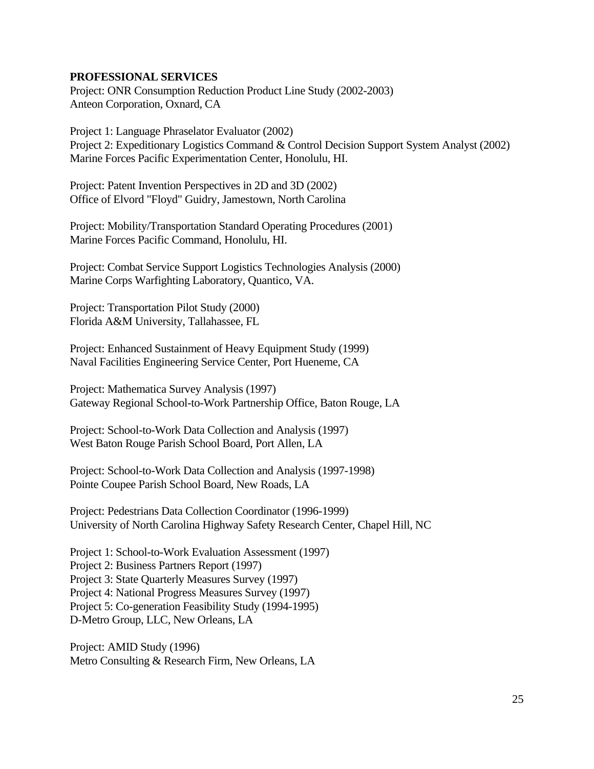**PROFESSIONAL SERVICES**

Project: ONR Consumption Reduction Product Line Study (2002-2003)
Anteon Corporation, Oxnard, CA

Project 1: Language Phraselator Evaluator (2002)
Project 2: Expeditionary Logistics Command & Control Decision Support System Analyst (2002)
Marine Forces Pacific Experimentation Center, Honolulu, HI.

Project: Patent Invention Perspectives in 2D and 3D (2002)
Office of Elvord "Floyd" Guidry, Jamestown, North Carolina

Project: Mobility/Transportation Standard Operating Procedures (2001)
Marine Forces Pacific Command, Honolulu, HI.

Project: Combat Service Support Logistics Technologies Analysis (2000)
Marine Corps Warfighting Laboratory, Quantico, VA.

Project: Transportation Pilot Study (2000)
Florida A&M University, Tallahassee, FL

Project: Enhanced Sustainment of Heavy Equipment Study (1999)
Naval Facilities Engineering Service Center, Port Hueneme, CA

Project: Mathematica Survey Analysis (1997)
Gateway Regional School-to-Work Partnership Office, Baton Rouge, LA

Project: School-to-Work Data Collection and Analysis (1997)
West Baton Rouge Parish School Board, Port Allen, LA

Project: School-to-Work Data Collection and Analysis (1997-1998)
Pointe Coupee Parish School Board, New Roads, LA

Project: Pedestrians Data Collection Coordinator (1996-1999)
University of North Carolina Highway Safety Research Center, Chapel Hill, NC

Project 1: School-to-Work Evaluation Assessment (1997)
Project 2: Business Partners Report (1997)
Project 3: State Quarterly Measures Survey (1997)
Project 4: National Progress Measures Survey (1997)
Project 5: Co-generation Feasibility Study (1994-1995)
D-Metro Group, LLC, New Orleans, LA

Project: AMID Study (1996)
Metro Consulting & Research Firm, New Orleans, LA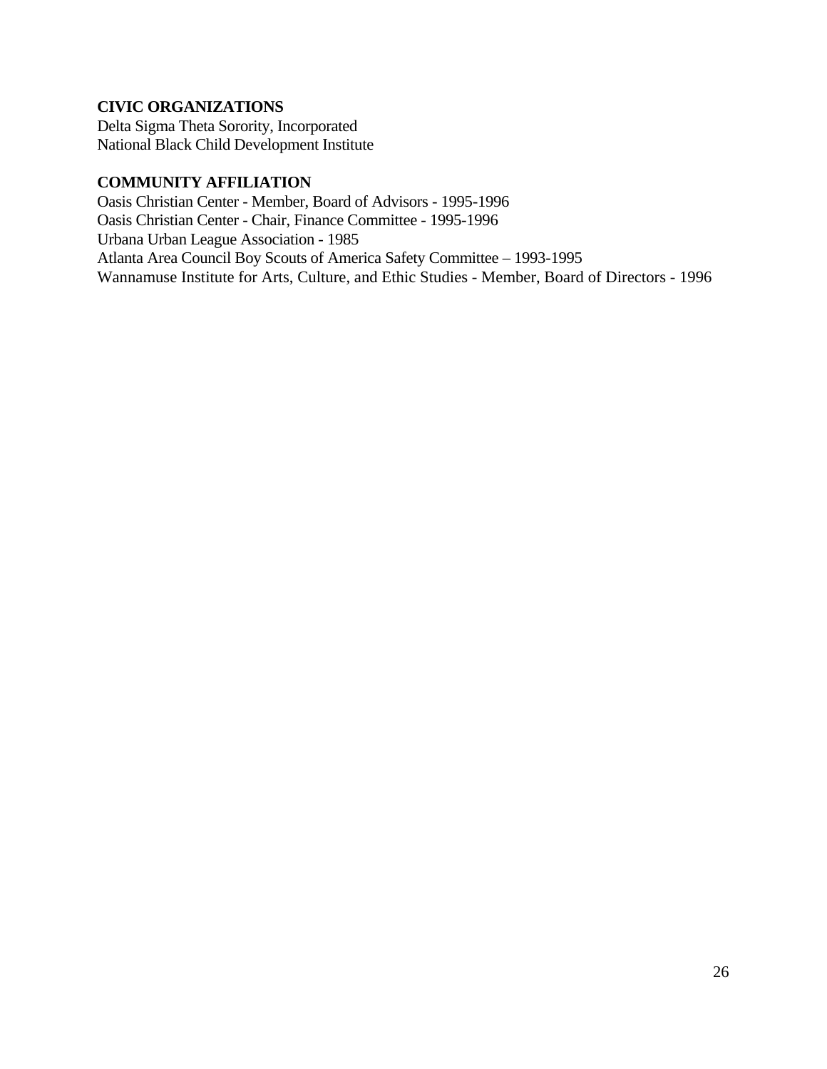**CIVIC ORGANIZATIONS**
Delta Sigma Theta Sorority, Incorporated
National Black Child Development Institute

**COMMUNITY AFFILIATION**
Oasis Christian Center - Member, Board of Advisors - 1995-1996
Oasis Christian Center - Chair, Finance Committee - 1995-1996
Urbana Urban League Association - 1985
Atlanta Area Council Boy Scouts of America Safety Committee – 1993-1995
Wannamuse Institute for Arts, Culture, and Ethic Studies - Member, Board of Directors - 1996